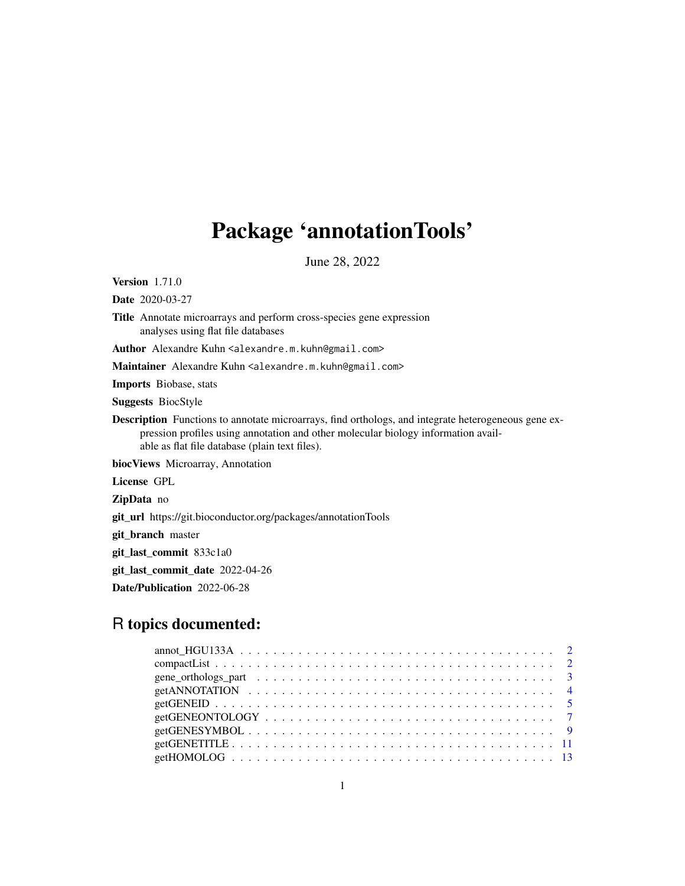# Package 'annotationTools'

June 28, 2022

**Version** 1.71.0

**Date** 2020-03-27

**Title** Annotate microarrays and perform cross-species gene expression analyses using flat file databases

**Author** Alexandre Kuhn <alexandre.m.kuhn@gmail.com>

**Maintainer** Alexandre Kuhn <alexandre.m.kuhn@gmail.com>

**Imports** Biobase, stats

**Suggests** BiocStyle

**Description** Functions to annotate microarrays, find orthologs, and integrate heterogeneous gene expression profiles using annotation and other molecular biology information available as flat file database (plain text files).

**biocViews** Microarray, Annotation

**License** GPL

**ZipData** no

**git_url** https://git.bioconductor.org/packages/annotationTools

**git_branch** master

**git_last_commit** 833c1a0

**git_last_commit_date** 2022-04-26

**Date/Publication** 2022-06-28

## R topics documented:

- annot_HGU133A . . . . . . . . . . . . . . . . . . . . . . . . . . . . . . . . . . . . 2
- compactList . . . . . . . . . . . . . . . . . . . . . . . . . . . . . . . . . . . . . . 2
- gene_orthologs_part . . . . . . . . . . . . . . . . . . . . . . . . . . . . . . . . . 3
- getANNOTATION . . . . . . . . . . . . . . . . . . . . . . . . . . . . . . . . . . . 4
- getGENEID . . . . . . . . . . . . . . . . . . . . . . . . . . . . . . . . . . . . . . 5
- getGENEONTOLOGY . . . . . . . . . . . . . . . . . . . . . . . . . . . . . . . . . 7
- getGENESYMBOL . . . . . . . . . . . . . . . . . . . . . . . . . . . . . . . . . . 9
- getGENETITLE . . . . . . . . . . . . . . . . . . . . . . . . . . . . . . . . . . . 11
- getHOMOLOG . . . . . . . . . . . . . . . . . . . . . . . . . . . . . . . . . . . . 13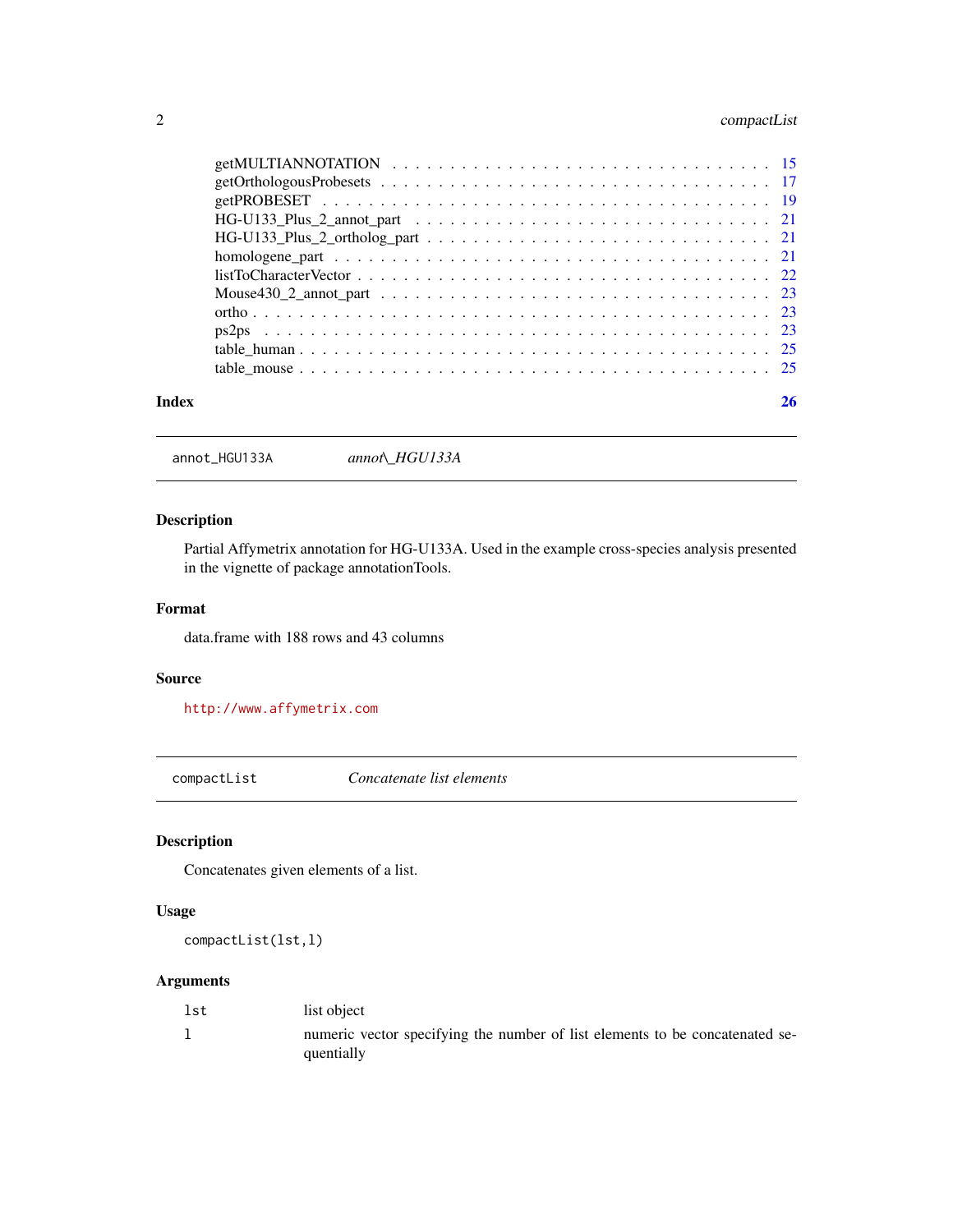getMULTIANNOTATION . . . . . . . . . . . . . . . . . . . . . . . . . . . . . . . 15
getOrthologousProbesets . . . . . . . . . . . . . . . . . . . . . . . . . . . . . 17
getPROBESET . . . . . . . . . . . . . . . . . . . . . . . . . . . . . . . . . . . 19
HG-U133_Plus_2_annot_part . . . . . . . . . . . . . . . . . . . . . . . . . . . 21
HG-U133_Plus_2_ortholog_part . . . . . . . . . . . . . . . . . . . . . . . . . 21
homologene_part . . . . . . . . . . . . . . . . . . . . . . . . . . . . . . . . . 21
listToCharacterVector . . . . . . . . . . . . . . . . . . . . . . . . . . . . . . 22
Mouse430_2_annot_part . . . . . . . . . . . . . . . . . . . . . . . . . . . . . 23
ortho . . . . . . . . . . . . . . . . . . . . . . . . . . . . . . . . . . . . . . 23
ps2ps . . . . . . . . . . . . . . . . . . . . . . . . . . . . . . . . . . . . . . 23
table_human . . . . . . . . . . . . . . . . . . . . . . . . . . . . . . . . . . . 25
table_mouse . . . . . . . . . . . . . . . . . . . . . . . . . . . . . . . . . . . 25

**Index** 26

---

## annot_HGU133A — *annot_HGU133A*

### Description

Partial Affymetrix annotation for HG-U133A. Used in the example cross-species analysis presented in the vignette of package annotationTools.

### Format

data.frame with 188 rows and 43 columns

### Source

http://www.affymetrix.com

---

## compactList — *Concatenate list elements*

### Description

Concatenates given elements of a list.

### Usage

```
compactList(lst,l)
```

### Arguments

| | |
|---|---|
| lst | list object |
| l | numeric vector specifying the number of list elements to be concatenated sequentially |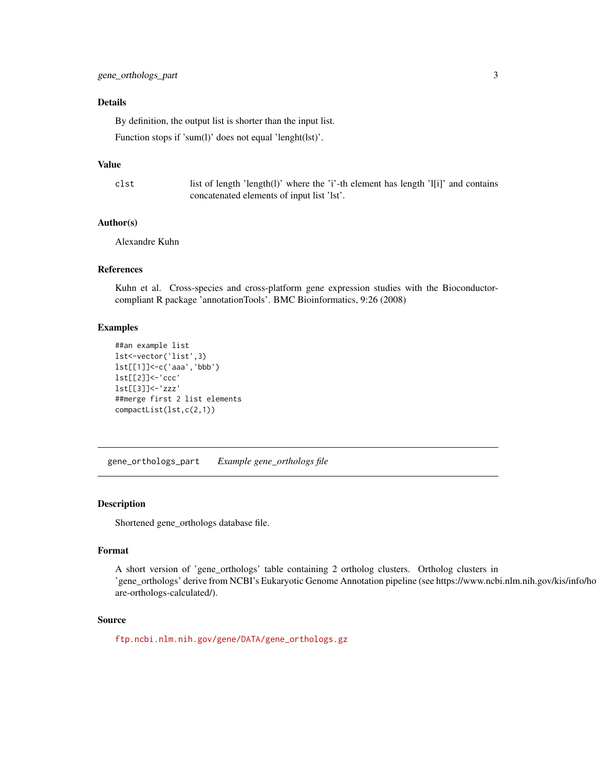## Details

By definition, the output list is shorter than the input list.

Function stops if 'sum(l)' does not equal 'lenght(lst)'.

## Value

clst    list of length 'length(l)' where the 'i'-th element has length 'l[i]' and contains concatenated elements of input list 'lst'.

## Author(s)

Alexandre Kuhn

## References

Kuhn et al. Cross-species and cross-platform gene expression studies with the Bioconductor-compliant R package 'annotationTools'. BMC Bioinformatics, 9:26 (2008)

## Examples

```
##an example list
lst<-vector('list',3)
lst[[1]]<-c('aaa','bbb')
lst[[2]]<-'ccc'
lst[[3]]<-'zzz'
##merge first 2 list elements
compactList(lst,c(2,1))
```

---

# gene_orthologs_part    *Example gene_orthologs file*

## Description

Shortened gene_orthologs database file.

## Format

A short version of 'gene_orthologs' table containing 2 ortholog clusters. Ortholog clusters in 'gene_orthologs' derive from NCBI's Eukaryotic Genome Annotation pipeline (see https://www.ncbi.nlm.nih.gov/kis/info/ho are-orthologs-calculated/).

## Source

ftp.ncbi.nlm.nih.gov/gene/DATA/gene_orthologs.gz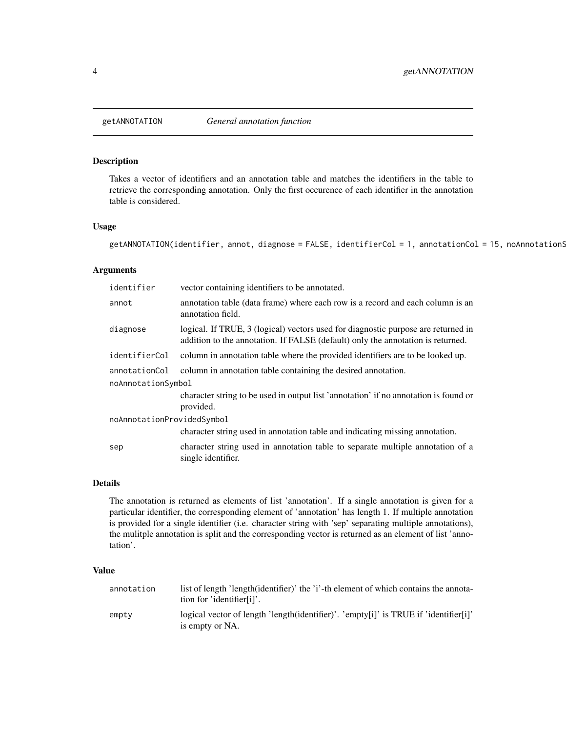getANNOTATION *General annotation function*

## Description

Takes a vector of identifiers and an annotation table and matches the identifiers in the table to retrieve the corresponding annotation. Only the first occurence of each identifier in the annotation table is considered.

## Usage

```
getANNOTATION(identifier, annot, diagnose = FALSE, identifierCol = 1, annotationCol = 15, noAnnotationS
```

## Arguments

| | |
|---|---|
| identifier | vector containing identifiers to be annotated. |
| annot | annotation table (data frame) where each row is a record and each column is an annotation field. |
| diagnose | logical. If TRUE, 3 (logical) vectors used for diagnostic purpose are returned in addition to the annotation. If FALSE (default) only the annotation is returned. |
| identifierCol | column in annotation table where the provided identifiers are to be looked up. |
| annotationCol | column in annotation table containing the desired annotation. |
| noAnnotationSymbol | character string to be used in output list 'annotation' if no annotation is found or provided. |
| noAnnotationProvidedSymbol | character string used in annotation table and indicating missing annotation. |
| sep | character string used in annotation table to separate multiple annotation of a single identifier. |

## Details

The annotation is returned as elements of list 'annotation'. If a single annotation is given for a particular identifier, the corresponding element of 'annotation' has length 1. If multiple annotation is provided for a single identifier (i.e. character string with 'sep' separating multiple annotations), the mulitple annotation is split and the corresponding vector is returned as an element of list 'annotation'.

## Value

| | |
|---|---|
| annotation | list of length 'length(identifier)' the 'i'-th element of which contains the annotation for 'identifier[i]'. |
| empty | logical vector of length 'length(identifier)'. 'empty[i]' is TRUE if 'identifier[i]' is empty or NA. |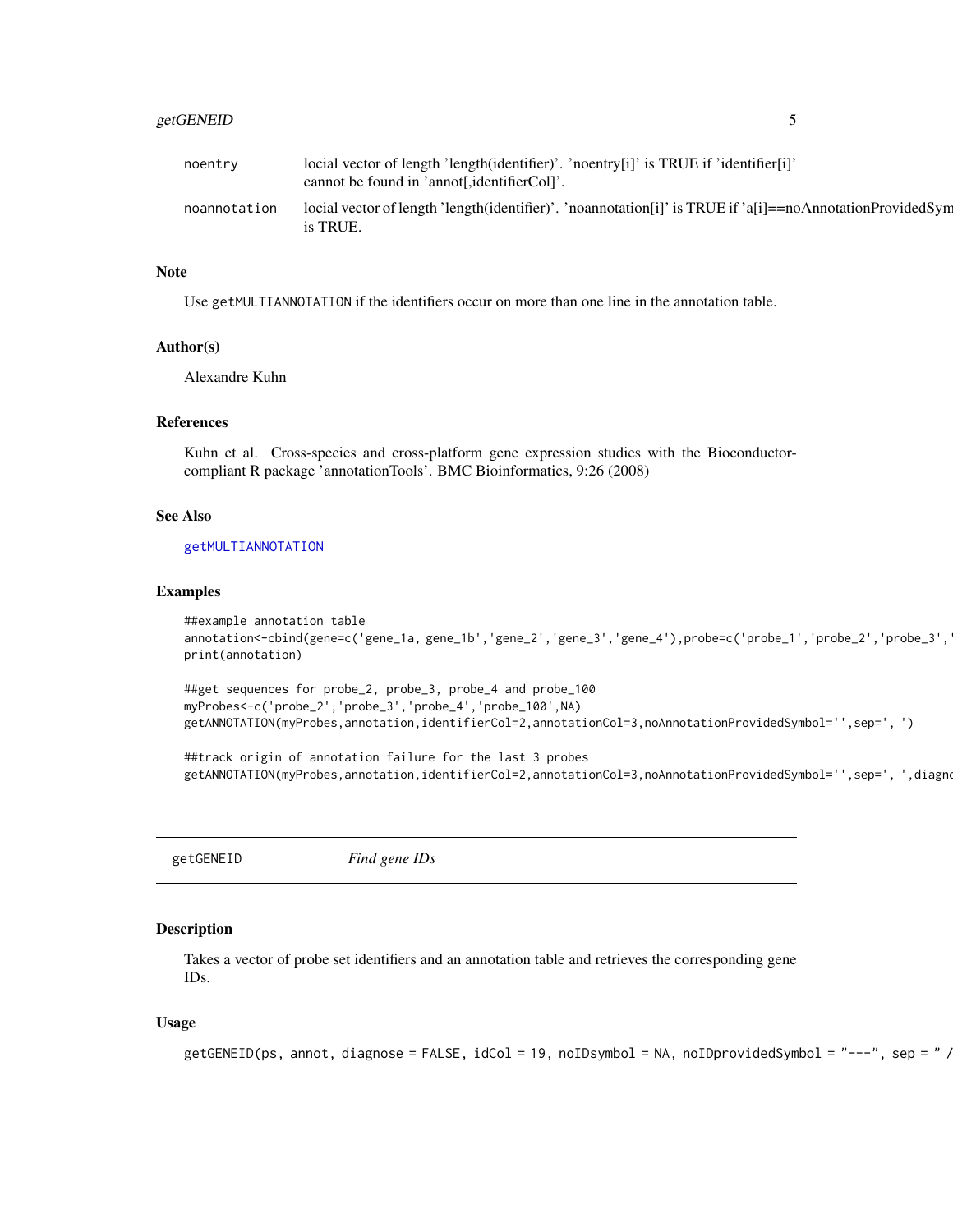noentry
: locial vector of length 'length(identifier)'. 'noentry[i]' is TRUE if 'identifier[i]' cannot be found in 'annot[,identifierCol]'.

noannotation
: locial vector of length 'length(identifier)'. 'noannotation[i]' is TRUE if 'a[i]==noAnnotationProvidedSym is TRUE.

### Note

Use `getMULTIANNOTATION` if the identifiers occur on more than one line in the annotation table.

### Author(s)

Alexandre Kuhn

### References

Kuhn et al. Cross-species and cross-platform gene expression studies with the Bioconductor-compliant R package 'annotationTools'. BMC Bioinformatics, 9:26 (2008)

### See Also

`getMULTIANNOTATION`

### Examples

```
##example annotation table
annotation<-cbind(gene=c('gene_1a, gene_1b','gene_2','gene_3','gene_4'),probe=c('probe_1','probe_2','probe_3','
print(annotation)

##get sequences for probe_2, probe_3, probe_4 and probe_100
myProbes<-c('probe_2','probe_3','probe_4','probe_100',NA)
getANNOTATION(myProbes,annotation,identifierCol=2,annotationCol=3,noAnnotationProvidedSymbol='',sep=', ')

##track origin of annotation failure for the last 3 probes
getANNOTATION(myProbes,annotation,identifierCol=2,annotationCol=3,noAnnotationProvidedSymbol='',sep=', ',diagno
```

---

## getGENEID *Find gene IDs*

---

### Description

Takes a vector of probe set identifiers and an annotation table and retrieves the corresponding gene IDs.

### Usage

```
getGENEID(ps, annot, diagnose = FALSE, idCol = 19, noIDsymbol = NA, noIDprovidedSymbol = "---", sep = " /
```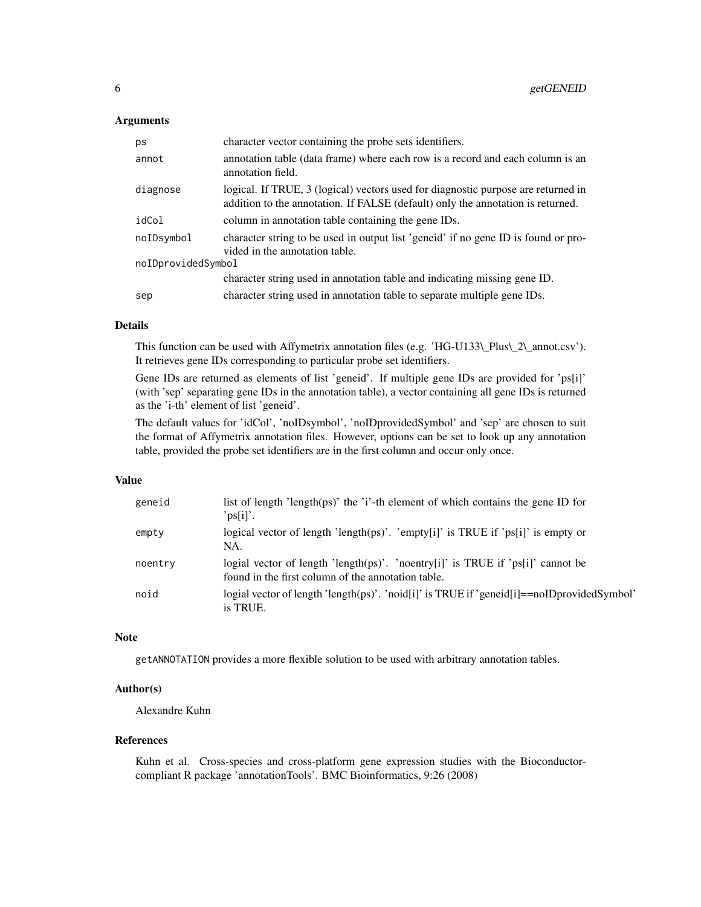### Arguments

| | |
|---|---|
| ps | character vector containing the probe sets identifiers. |
| annot | annotation table (data frame) where each row is a record and each column is an annotation field. |
| diagnose | logical. If TRUE, 3 (logical) vectors used for diagnostic purpose are returned in addition to the annotation. If FALSE (default) only the annotation is returned. |
| idCol | column in annotation table containing the gene IDs. |
| noIDsymbol | character string to be used in output list 'geneid' if no gene ID is found or provided in the annotation table. |
| noIDprovidedSymbol | character string used in annotation table and indicating missing gene ID. |
| sep | character string used in annotation table to separate multiple gene IDs. |

### Details

This function can be used with Affymetrix annotation files (e.g. 'HG-U133\_Plus\_2\_annot.csv'). It retrieves gene IDs corresponding to particular probe set identifiers.

Gene IDs are returned as elements of list 'geneid'. If multiple gene IDs are provided for 'ps[i]' (with 'sep' separating gene IDs in the annotation table), a vector containing all gene IDs is returned as the 'i-th' element of list 'geneid'.

The default values for 'idCol', 'noIDsymbol', 'noIDprovidedSymbol' and 'sep' are chosen to suit the format of Affymetrix annotation files. However, options can be set to look up any annotation table, provided the probe set identifiers are in the first column and occur only once.

### Value

| | |
|---|---|
| geneid | list of length 'length(ps)' the 'i'-th element of which contains the gene ID for 'ps[i]'. |
| empty | logical vector of length 'length(ps)'. 'empty[i]' is TRUE if 'ps[i]' is empty or NA. |
| noentry | logial vector of length 'length(ps)'. 'noentry[i]' is TRUE if 'ps[i]' cannot be found in the first column of the annotation table. |
| noid | logial vector of length 'length(ps)'. 'noid[i]' is TRUE if 'geneid[i]==noIDprovidedSymbol' is TRUE. |

### Note

getANNOTATION provides a more flexible solution to be used with arbitrary annotation tables.

### Author(s)

Alexandre Kuhn

### References

Kuhn et al. Cross-species and cross-platform gene expression studies with the Bioconductor-compliant R package 'annotationTools'. BMC Bioinformatics, 9:26 (2008)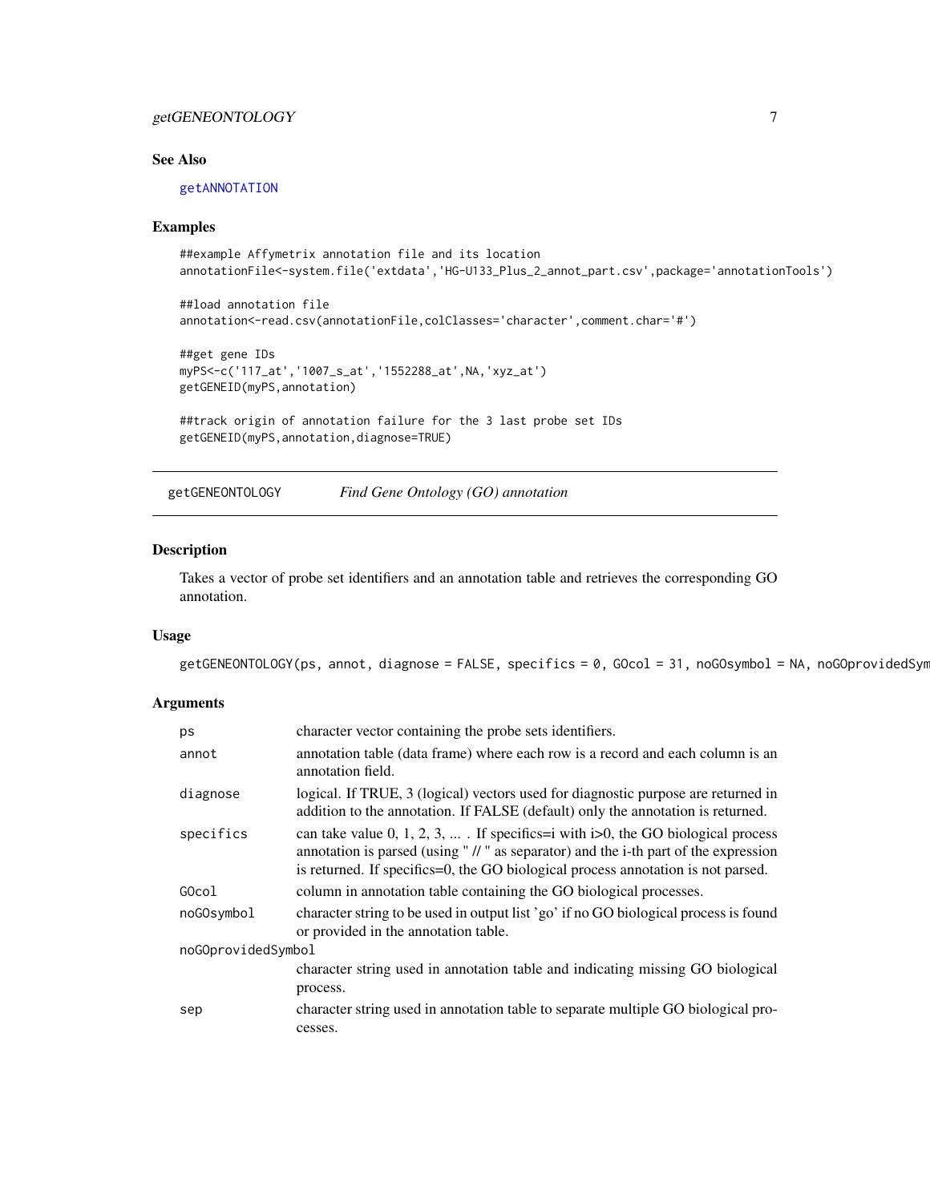## See Also

getANNOTATION

## Examples

```
##example Affymetrix annotation file and its location
annotationFile<-system.file('extdata','HG-U133_Plus_2_annot_part.csv',package='annotationTools')

##load annotation file
annotation<-read.csv(annotationFile,colClasses='character',comment.char='#')

##get gene IDs
myPS<-c('117_at','1007_s_at','1552288_at',NA,'xyz_at')
getGENEID(myPS,annotation)

##track origin of annotation failure for the 3 last probe set IDs
getGENEID(myPS,annotation,diagnose=TRUE)
```

---

# getGENEONTOLOGY *Find Gene Ontology (GO) annotation*

## Description

Takes a vector of probe set identifiers and an annotation table and retrieves the corresponding GO annotation.

## Usage

```
getGENEONTOLOGY(ps, annot, diagnose = FALSE, specifics = 0, GOcol = 31, noGOsymbol = NA, noGOprovidedSym
```

## Arguments

| | |
|---|---|
| ps | character vector containing the probe sets identifiers. |
| annot | annotation table (data frame) where each row is a record and each column is an annotation field. |
| diagnose | logical. If TRUE, 3 (logical) vectors used for diagnostic purpose are returned in addition to the annotation. If FALSE (default) only the annotation is returned. |
| specifics | can take value 0, 1, 2, 3, ... . If specifics=i with i>0, the GO biological process annotation is parsed (using " // " as separator) and the i-th part of the expression is returned. If specifics=0, the GO biological process annotation is not parsed. |
| GOcol | column in annotation table containing the GO biological processes. |
| noGOsymbol | character string to be used in output list 'go' if no GO biological process is found or provided in the annotation table. |
| noGOprovidedSymbol | character string used in annotation table and indicating missing GO biological process. |
| sep | character string used in annotation table to separate multiple GO biological processes. |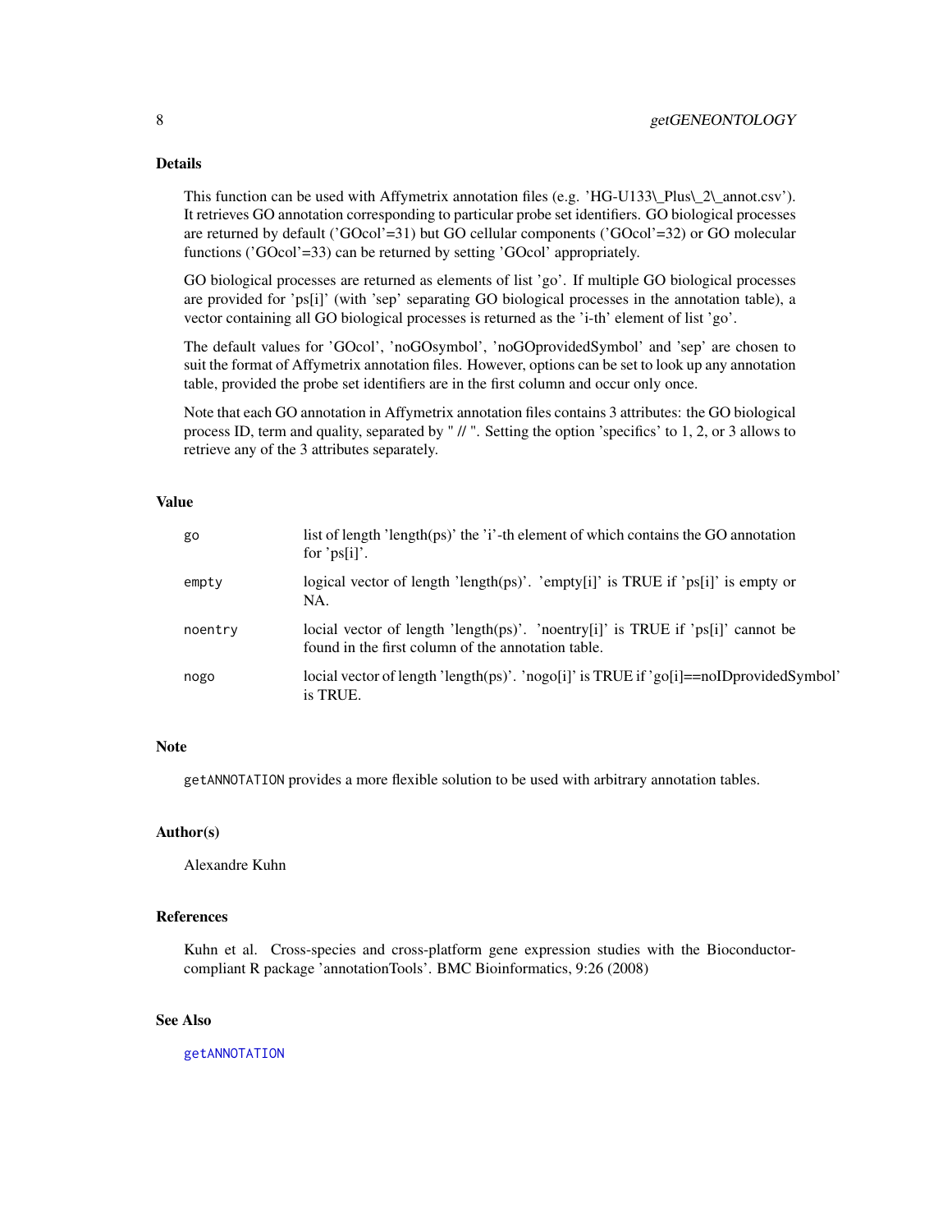## Details

This function can be used with Affymetrix annotation files (e.g. 'HG-U133\_Plus\_2\_annot.csv'). It retrieves GO annotation corresponding to particular probe set identifiers. GO biological processes are returned by default ('GOcol'=31) but GO cellular components ('GOcol'=32) or GO molecular functions ('GOcol'=33) can be returned by setting 'GOcol' appropriately.

GO biological processes are returned as elements of list 'go'. If multiple GO biological processes are provided for 'ps[i]' (with 'sep' separating GO biological processes in the annotation table), a vector containing all GO biological processes is returned as the 'i-th' element of list 'go'.

The default values for 'GOcol', 'noGOsymbol', 'noGOprovidedSymbol' and 'sep' are chosen to suit the format of Affymetrix annotation files. However, options can be set to look up any annotation table, provided the probe set identifiers are in the first column and occur only once.

Note that each GO annotation in Affymetrix annotation files contains 3 attributes: the GO biological process ID, term and quality, separated by " // ". Setting the option 'specifics' to 1, 2, or 3 allows to retrieve any of the 3 attributes separately.

## Value

| | |
|---|---|
| `go` | list of length 'length(ps)' the 'i'-th element of which contains the GO annotation for 'ps[i]'. |
| `empty` | logical vector of length 'length(ps)'. 'empty[i]' is TRUE if 'ps[i]' is empty or NA. |
| `noentry` | locial vector of length 'length(ps)'. 'noentry[i]' is TRUE if 'ps[i]' cannot be found in the first column of the annotation table. |
| `nogo` | locial vector of length 'length(ps)'. 'nogo[i]' is TRUE if 'go[i]==noIDprovidedSymbol' is TRUE. |

## Note

`getANNOTATION` provides a more flexible solution to be used with arbitrary annotation tables.

## Author(s)

Alexandre Kuhn

## References

Kuhn et al. Cross-species and cross-platform gene expression studies with the Bioconductor-compliant R package 'annotationTools'. BMC Bioinformatics, 9:26 (2008)

## See Also

`getANNOTATION`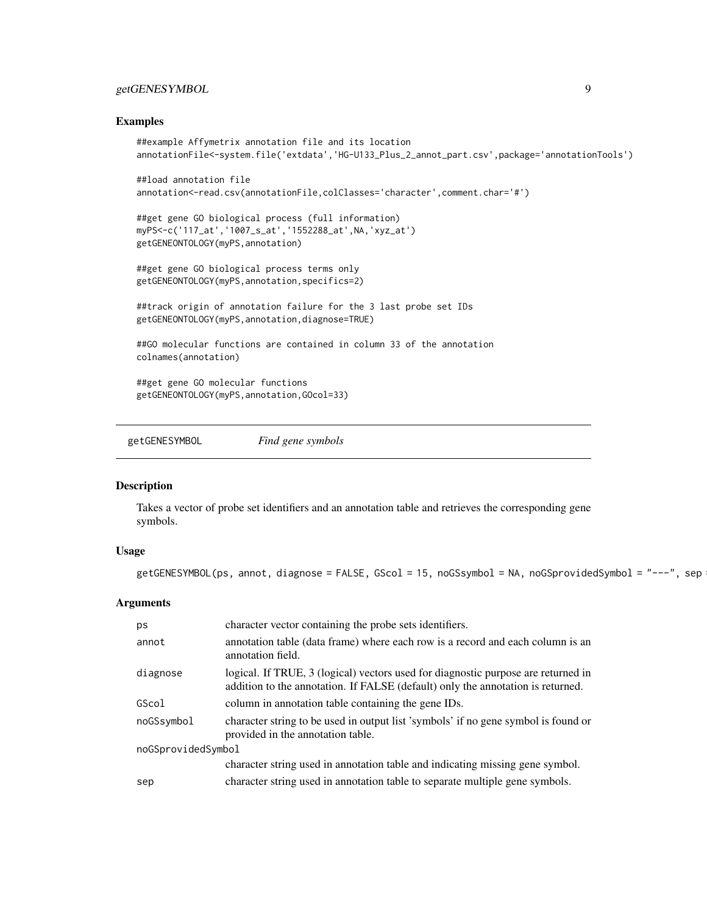## Examples

```
##example Affymetrix annotation file and its location
annotationFile<-system.file('extdata','HG-U133_Plus_2_annot_part.csv',package='annotationTools')

##load annotation file
annotation<-read.csv(annotationFile,colClasses='character',comment.char='#')

##get gene GO biological process (full information)
myPS<-c('117_at','1007_s_at','1552288_at',NA,'xyz_at')
getGENEONTOLOGY(myPS,annotation)

##get gene GO biological process terms only
getGENEONTOLOGY(myPS,annotation,specifics=2)

##track origin of annotation failure for the 3 last probe set IDs
getGENEONTOLOGY(myPS,annotation,diagnose=TRUE)

##GO molecular functions are contained in column 33 of the annotation
colnames(annotation)

##get gene GO molecular functions
getGENEONTOLOGY(myPS,annotation,GOcol=33)
```

---

# getGENESYMBOL *Find gene symbols*

## Description

Takes a vector of probe set identifiers and an annotation table and retrieves the corresponding gene symbols.

## Usage

```
getGENESYMBOL(ps, annot, diagnose = FALSE, GScol = 15, noGSsymbol = NA, noGSprovidedSymbol = "---", sep
```

## Arguments

| | |
|---|---|
| ps | character vector containing the probe sets identifiers. |
| annot | annotation table (data frame) where each row is a record and each column is an annotation field. |
| diagnose | logical. If TRUE, 3 (logical) vectors used for diagnostic purpose are returned in addition to the annotation. If FALSE (default) only the annotation is returned. |
| GScol | column in annotation table containing the gene IDs. |
| noGSsymbol | character string to be used in output list 'symbols' if no gene symbol is found or provided in the annotation table. |
| noGSprovidedSymbol | character string used in annotation table and indicating missing gene symbol. |
| sep | character string used in annotation table to separate multiple gene symbols. |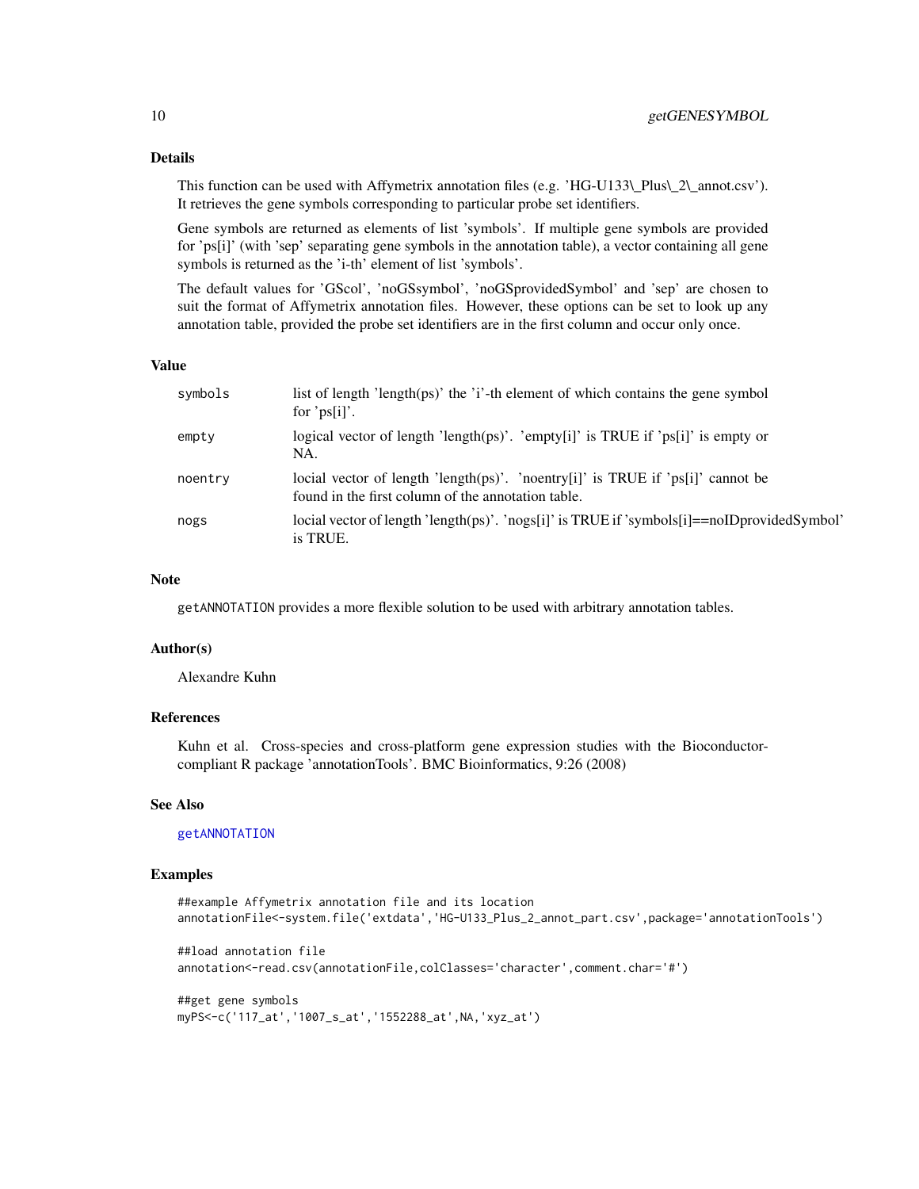### Details

This function can be used with Affymetrix annotation files (e.g. 'HG-U133\_Plus\_2\_annot.csv'). It retrieves the gene symbols corresponding to particular probe set identifiers.

Gene symbols are returned as elements of list 'symbols'. If multiple gene symbols are provided for 'ps[i]' (with 'sep' separating gene symbols in the annotation table), a vector containing all gene symbols is returned as the 'i-th' element of list 'symbols'.

The default values for 'GScol', 'noGSsymbol', 'noGSprovidedSymbol' and 'sep' are chosen to suit the format of Affymetrix annotation files. However, these options can be set to look up any annotation table, provided the probe set identifiers are in the first column and occur only once.

### Value

| | |
|---|---|
| `symbols` | list of length 'length(ps)' the 'i'-th element of which contains the gene symbol for 'ps[i]'. |
| `empty` | logical vector of length 'length(ps)'. 'empty[i]' is TRUE if 'ps[i]' is empty or NA. |
| `noentry` | locial vector of length 'length(ps)'. 'noentry[i]' is TRUE if 'ps[i]' cannot be found in the first column of the annotation table. |
| `nogs` | locial vector of length 'length(ps)'. 'nogs[i]' is TRUE if 'symbols[i]==noIDprovidedSymbol' is TRUE. |

### Note

`getANNOTATION` provides a more flexible solution to be used with arbitrary annotation tables.

### Author(s)

Alexandre Kuhn

### References

Kuhn et al. Cross-species and cross-platform gene expression studies with the Bioconductor-compliant R package 'annotationTools'. BMC Bioinformatics, 9:26 (2008)

### See Also

`getANNOTATION`

### Examples

```
##example Affymetrix annotation file and its location
annotationFile<-system.file('extdata','HG-U133_Plus_2_annot_part.csv',package='annotationTools')

##load annotation file
annotation<-read.csv(annotationFile,colClasses='character',comment.char='#')

##get gene symbols
myPS<-c('117_at','1007_s_at','1552288_at',NA,'xyz_at')
```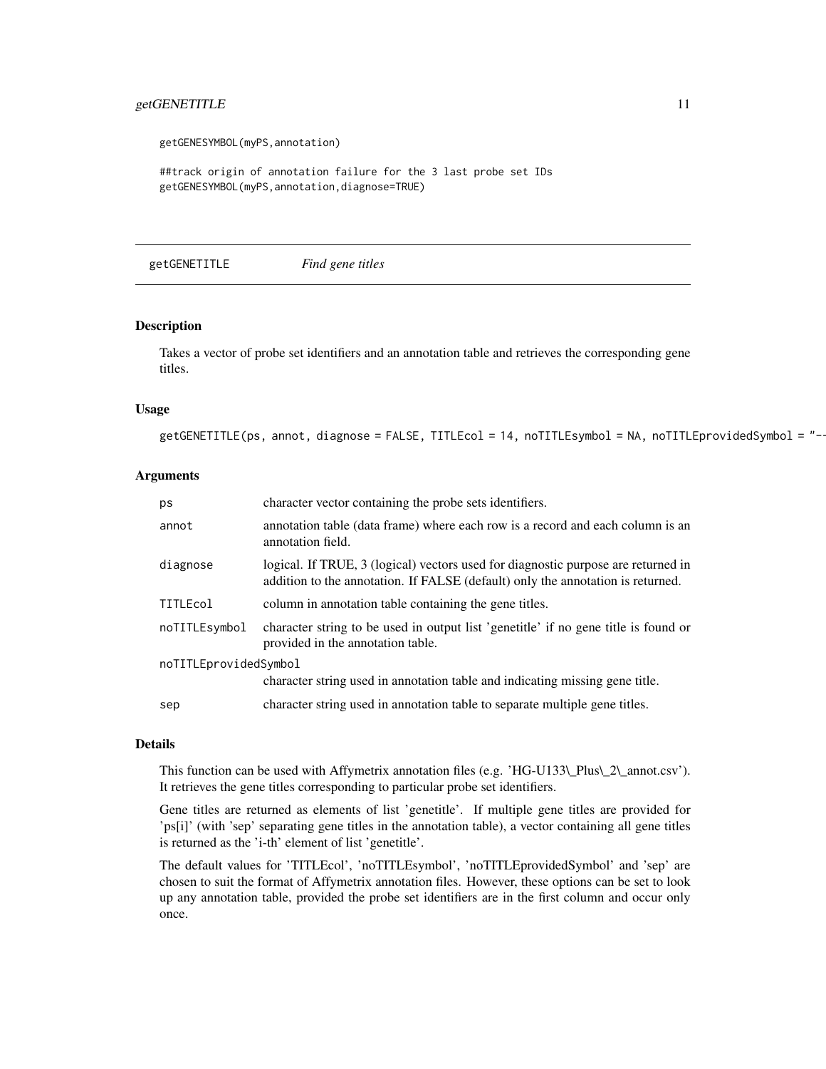```
getGENESYMBOL(myPS,annotation)

##track origin of annotation failure for the 3 last probe set IDs
getGENESYMBOL(myPS,annotation,diagnose=TRUE)
```

## getGENETITLE *Find gene titles*

### Description

Takes a vector of probe set identifiers and an annotation table and retrieves the corresponding gene titles.

### Usage

```
getGENETITLE(ps, annot, diagnose = FALSE, TITLEcol = 14, noTITLEsymbol = NA, noTITLEprovidedSymbol = "--
```

### Arguments

| | |
|---|---|
| ps | character vector containing the probe sets identifiers. |
| annot | annotation table (data frame) where each row is a record and each column is an annotation field. |
| diagnose | logical. If TRUE, 3 (logical) vectors used for diagnostic purpose are returned in addition to the annotation. If FALSE (default) only the annotation is returned. |
| TITLEcol | column in annotation table containing the gene titles. |
| noTITLEsymbol | character string to be used in output list 'genetitle' if no gene title is found or provided in the annotation table. |
| noTITLEprovidedSymbol | character string used in annotation table and indicating missing gene title. |
| sep | character string used in annotation table to separate multiple gene titles. |

### Details

This function can be used with Affymetrix annotation files (e.g. 'HG-U133\_Plus\_2\_annot.csv'). It retrieves the gene titles corresponding to particular probe set identifiers.

Gene titles are returned as elements of list 'genetitle'. If multiple gene titles are provided for 'ps[i]' (with 'sep' separating gene titles in the annotation table), a vector containing all gene titles is returned as the 'i-th' element of list 'genetitle'.

The default values for 'TITLEcol', 'noTITLEsymbol', 'noTITLEprovidedSymbol' and 'sep' are chosen to suit the format of Affymetrix annotation files. However, these options can be set to look up any annotation table, provided the probe set identifiers are in the first column and occur only once.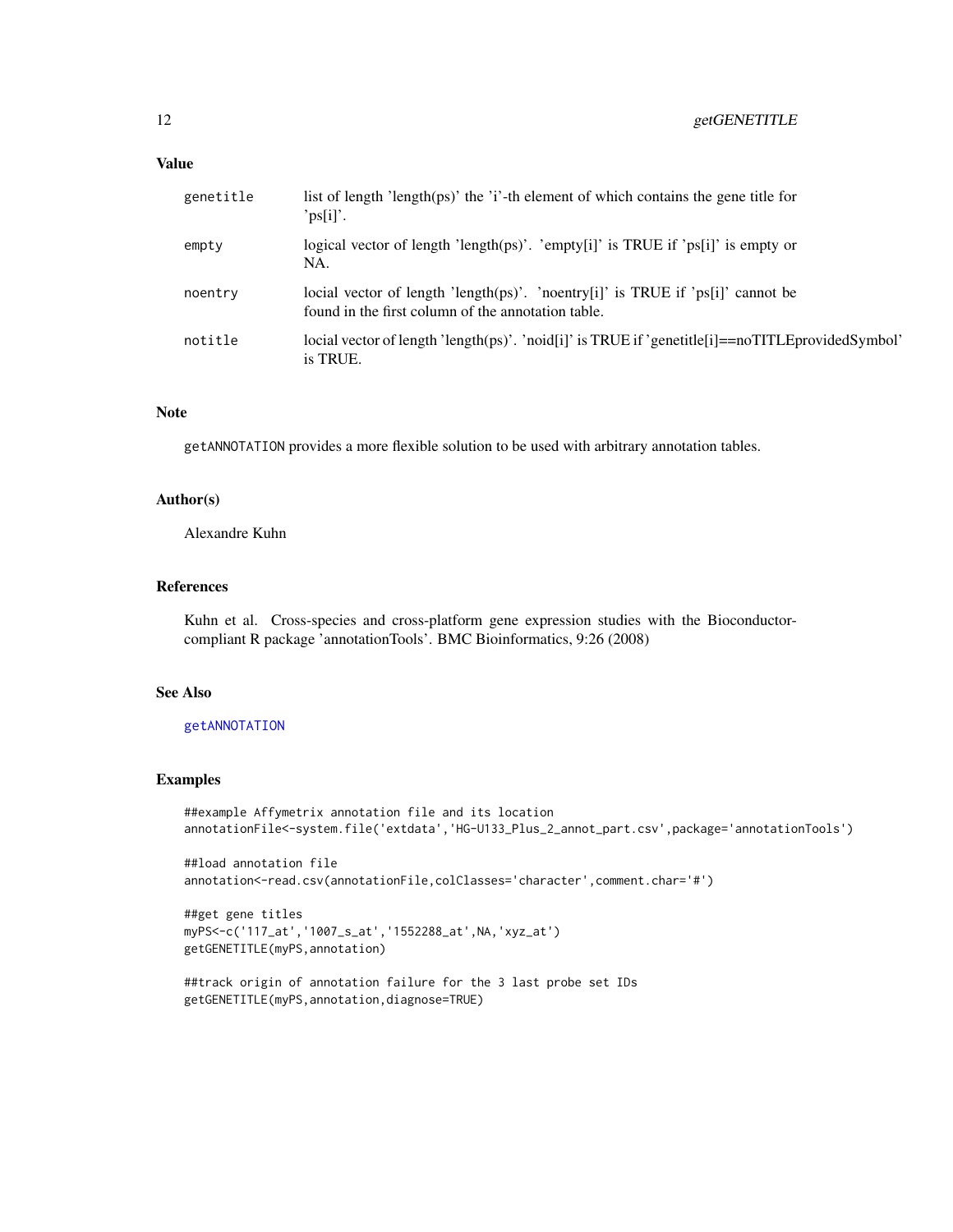## Value

| | |
|---|---|
| `genetitle` | list of length 'length(ps)' the 'i'-th element of which contains the gene title for 'ps[i]'. |
| `empty` | logical vector of length 'length(ps)'. 'empty[i]' is TRUE if 'ps[i]' is empty or NA. |
| `noentry` | locial vector of length 'length(ps)'. 'noentry[i]' is TRUE if 'ps[i]' cannot be found in the first column of the annotation table. |
| `notitle` | locial vector of length 'length(ps)'. 'noid[i]' is TRUE if 'genetitle[i]==noTITLEprovidedSymbol' is TRUE. |

## Note

`getANNOTATION` provides a more flexible solution to be used with arbitrary annotation tables.

## Author(s)

Alexandre Kuhn

## References

Kuhn et al. Cross-species and cross-platform gene expression studies with the Bioconductor-compliant R package 'annotationTools'. BMC Bioinformatics, 9:26 (2008)

## See Also

`getANNOTATION`

## Examples

```
##example Affymetrix annotation file and its location
annotationFile<-system.file('extdata','HG-U133_Plus_2_annot_part.csv',package='annotationTools')

##load annotation file
annotation<-read.csv(annotationFile,colClasses='character',comment.char='#')

##get gene titles
myPS<-c('117_at','1007_s_at','1552288_at',NA,'xyz_at')
getGENETITLE(myPS,annotation)

##track origin of annotation failure for the 3 last probe set IDs
getGENETITLE(myPS,annotation,diagnose=TRUE)
```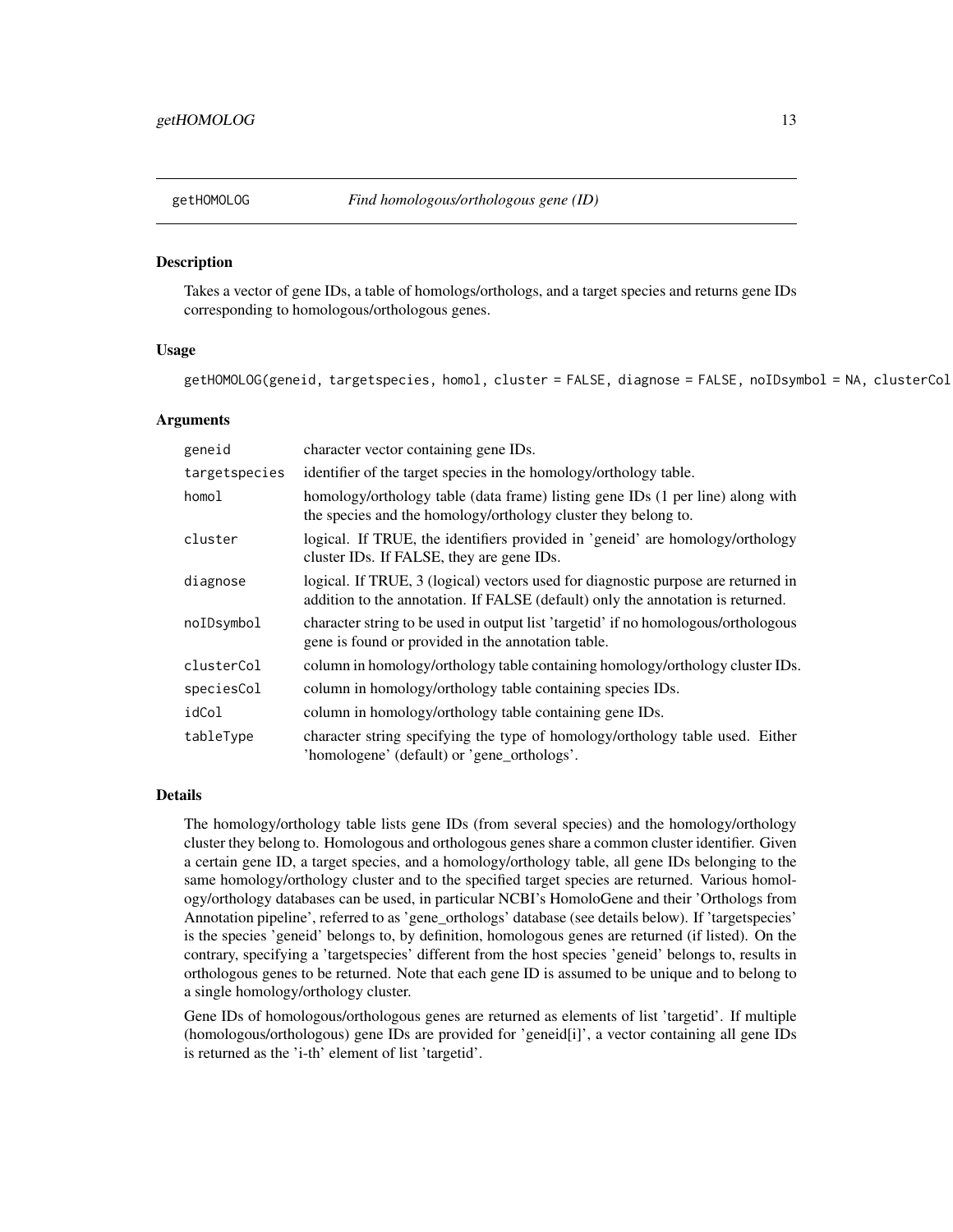getHOMOLOG *Find homologous/orthologous gene (ID)*

## Description

Takes a vector of gene IDs, a table of homologs/orthologs, and a target species and returns gene IDs corresponding to homologous/orthologous genes.

## Usage

```
getHOMOLOG(geneid, targetspecies, homol, cluster = FALSE, diagnose = FALSE, noIDsymbol = NA, clusterCol
```

## Arguments

| | |
|---|---|
| `geneid` | character vector containing gene IDs. |
| `targetspecies` | identifier of the target species in the homology/orthology table. |
| `homol` | homology/orthology table (data frame) listing gene IDs (1 per line) along with the species and the homology/orthology cluster they belong to. |
| `cluster` | logical. If TRUE, the identifiers provided in 'geneid' are homology/orthology cluster IDs. If FALSE, they are gene IDs. |
| `diagnose` | logical. If TRUE, 3 (logical) vectors used for diagnostic purpose are returned in addition to the annotation. If FALSE (default) only the annotation is returned. |
| `noIDsymbol` | character string to be used in output list 'targetid' if no homologous/orthologous gene is found or provided in the annotation table. |
| `clusterCol` | column in homology/orthology table containing homology/orthology cluster IDs. |
| `speciesCol` | column in homology/orthology table containing species IDs. |
| `idCol` | column in homology/orthology table containing gene IDs. |
| `tableType` | character string specifying the type of homology/orthology table used. Either 'homologene' (default) or 'gene_orthologs'. |

## Details

The homology/orthology table lists gene IDs (from several species) and the homology/orthology cluster they belong to. Homologous and orthologous genes share a common cluster identifier. Given a certain gene ID, a target species, and a homology/orthology table, all gene IDs belonging to the same homology/orthology cluster and to the specified target species are returned. Various homology/orthology databases can be used, in particular NCBI's HomoloGene and their 'Orthologs from Annotation pipeline', referred to as 'gene_orthologs' database (see details below). If 'targetspecies' is the species 'geneid' belongs to, by definition, homologous genes are returned (if listed). On the contrary, specifying a 'targetspecies' different from the host species 'geneid' belongs to, results in orthologous genes to be returned. Note that each gene ID is assumed to be unique and to belong to a single homology/orthology cluster.

Gene IDs of homologous/orthologous genes are returned as elements of list 'targetid'. If multiple (homologous/orthologous) gene IDs are provided for 'geneid[i]', a vector containing all gene IDs is returned as the 'i-th' element of list 'targetid'.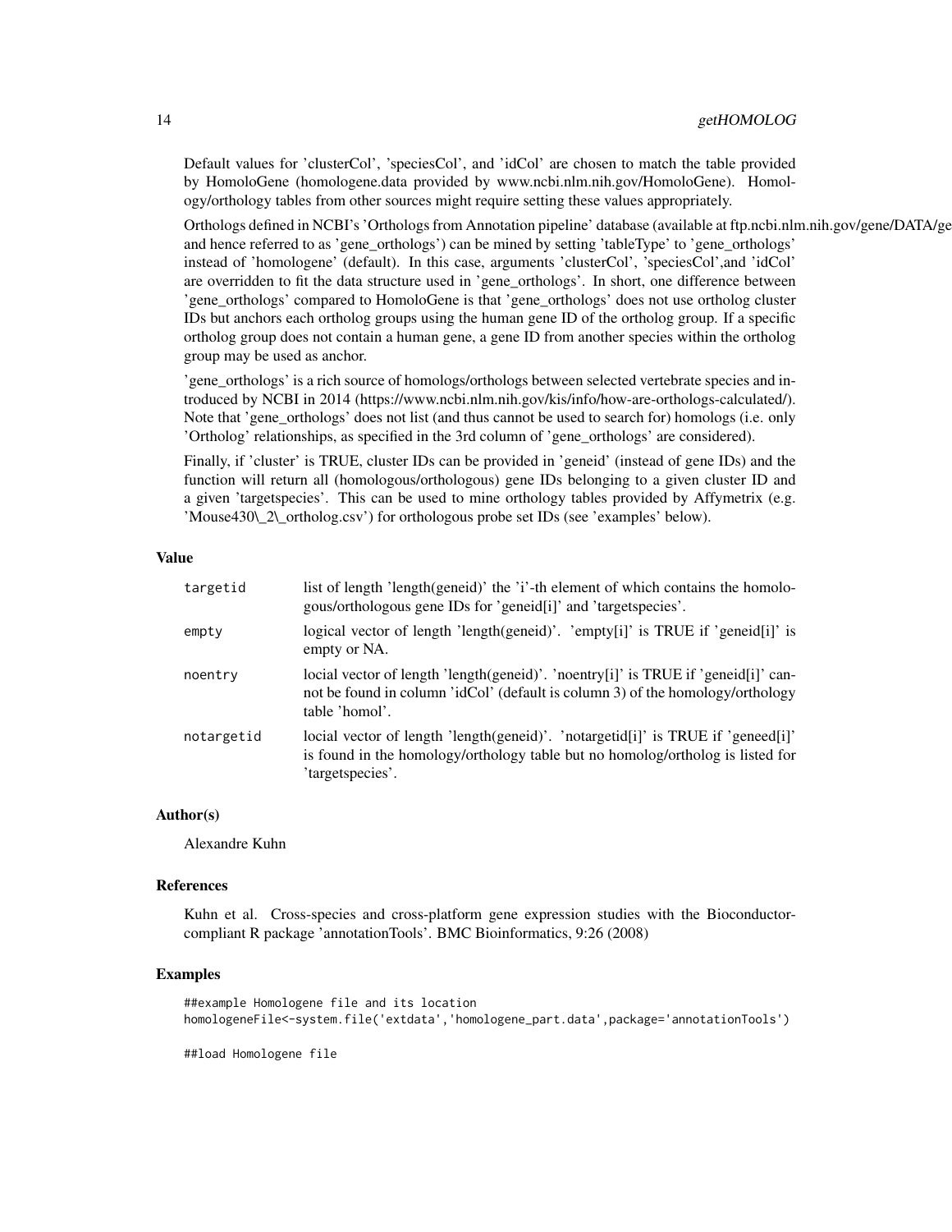Default values for 'clusterCol', 'speciesCol', and 'idCol' are chosen to match the table provided by HomoloGene (homologene.data provided by www.ncbi.nlm.nih.gov/HomoloGene). Homology/orthology tables from other sources might require setting these values appropriately.

Orthologs defined in NCBI's 'Orthologs from Annotation pipeline' database (available at ftp.ncbi.nlm.nih.gov/gene/DATA/ge and hence referred to as 'gene_orthologs') can be mined by setting 'tableType' to 'gene_orthologs' instead of 'homologene' (default). In this case, arguments 'clusterCol', 'speciesCol',and 'idCol' are overridden to fit the data structure used in 'gene_orthologs'. In short, one difference between 'gene_orthologs' compared to HomoloGene is that 'gene_orthologs' does not use ortholog cluster IDs but anchors each ortholog groups using the human gene ID of the ortholog group. If a specific ortholog group does not contain a human gene, a gene ID from another species within the ortholog group may be used as anchor.

'gene_orthologs' is a rich source of homologs/orthologs between selected vertebrate species and introduced by NCBI in 2014 (https://www.ncbi.nlm.nih.gov/kis/info/how-are-orthologs-calculated/). Note that 'gene_orthologs' does not list (and thus cannot be used to search for) homologs (i.e. only 'Ortholog' relationships, as specified in the 3rd column of 'gene_orthologs' are considered).

Finally, if 'cluster' is TRUE, cluster IDs can be provided in 'geneid' (instead of gene IDs) and the function will return all (homologous/orthologous) gene IDs belonging to a given cluster ID and a given 'targetspecies'. This can be used to mine orthology tables provided by Affymetrix (e.g. 'Mouse430\_2\_ortholog.csv') for orthologous probe set IDs (see 'examples' below).

### Value

| | |
|---|---|
| targetid | list of length 'length(geneid)' the 'i'-th element of which contains the homologous/orthologous gene IDs for 'geneid[i]' and 'targetspecies'. |
| empty | logical vector of length 'length(geneid)'. 'empty[i]' is TRUE if 'geneid[i]' is empty or NA. |
| noentry | locial vector of length 'length(geneid)'. 'noentry[i]' is TRUE if 'geneid[i]' cannot be found in column 'idCol' (default is column 3) of the homology/orthology table 'homol'. |
| notargetid | locial vector of length 'length(geneid)'. 'notargetid[i]' is TRUE if 'geneed[i]' is found in the homology/orthology table but no homolog/ortholog is listed for 'targetspecies'. |

### Author(s)

Alexandre Kuhn

### References

Kuhn et al. Cross-species and cross-platform gene expression studies with the Bioconductor-compliant R package 'annotationTools'. BMC Bioinformatics, 9:26 (2008)

### Examples

```
##example Homologene file and its location
homologeneFile<-system.file('extdata','homologene_part.data',package='annotationTools')

##load Homologene file
```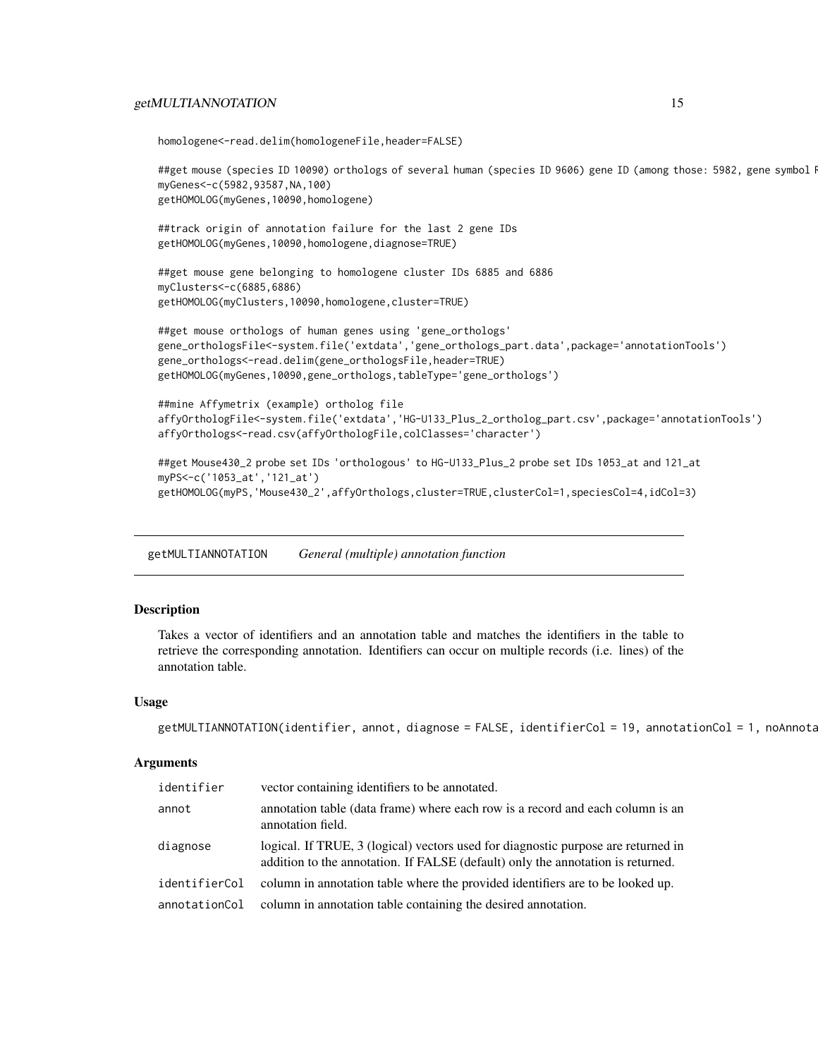```
homologene<-read.delim(homologeneFile,header=FALSE)

##get mouse (species ID 10090) orthologs of several human (species ID 9606) gene ID (among those: 5982, gene symbol F
myGenes<-c(5982,93587,NA,100)
getHOMOLOG(myGenes,10090,homologene)

##track origin of annotation failure for the last 2 gene IDs
getHOMOLOG(myGenes,10090,homologene,diagnose=TRUE)

##get mouse gene belonging to homologene cluster IDs 6885 and 6886
myClusters<-c(6885,6886)
getHOMOLOG(myClusters,10090,homologene,cluster=TRUE)

##get mouse orthologs of human genes using 'gene_orthologs'
gene_orthologsFile<-system.file('extdata','gene_orthologs_part.data',package='annotationTools')
gene_orthologs<-read.delim(gene_orthologsFile,header=TRUE)
getHOMOLOG(myGenes,10090,gene_orthologs,tableType='gene_orthologs')

##mine Affymetrix (example) ortholog file
affyOrthologFile<-system.file('extdata','HG-U133_Plus_2_ortholog_part.csv',package='annotationTools')
affyOrthologs<-read.csv(affyOrthologFile,colClasses='character')

##get Mouse430_2 probe set IDs 'orthologous' to HG-U133_Plus_2 probe set IDs 1053_at and 121_at
myPS<-c('1053_at','121_at')
getHOMOLOG(myPS,'Mouse430_2',affyOrthologs,cluster=TRUE,clusterCol=1,speciesCol=4,idCol=3)
```

---

`getMULTIANNOTATION` *General (multiple) annotation function*

---

## Description

Takes a vector of identifiers and an annotation table and matches the identifiers in the table to retrieve the corresponding annotation. Identifiers can occur on multiple records (i.e. lines) of the annotation table.

## Usage

```
getMULTIANNOTATION(identifier, annot, diagnose = FALSE, identifierCol = 19, annotationCol = 1, noAnnota
```

## Arguments

| | |
|---|---|
| identifier | vector containing identifiers to be annotated. |
| annot | annotation table (data frame) where each row is a record and each column is an annotation field. |
| diagnose | logical. If TRUE, 3 (logical) vectors used for diagnostic purpose are returned in addition to the annotation. If FALSE (default) only the annotation is returned. |
| identifierCol | column in annotation table where the provided identifiers are to be looked up. |
| annotationCol | column in annotation table containing the desired annotation. |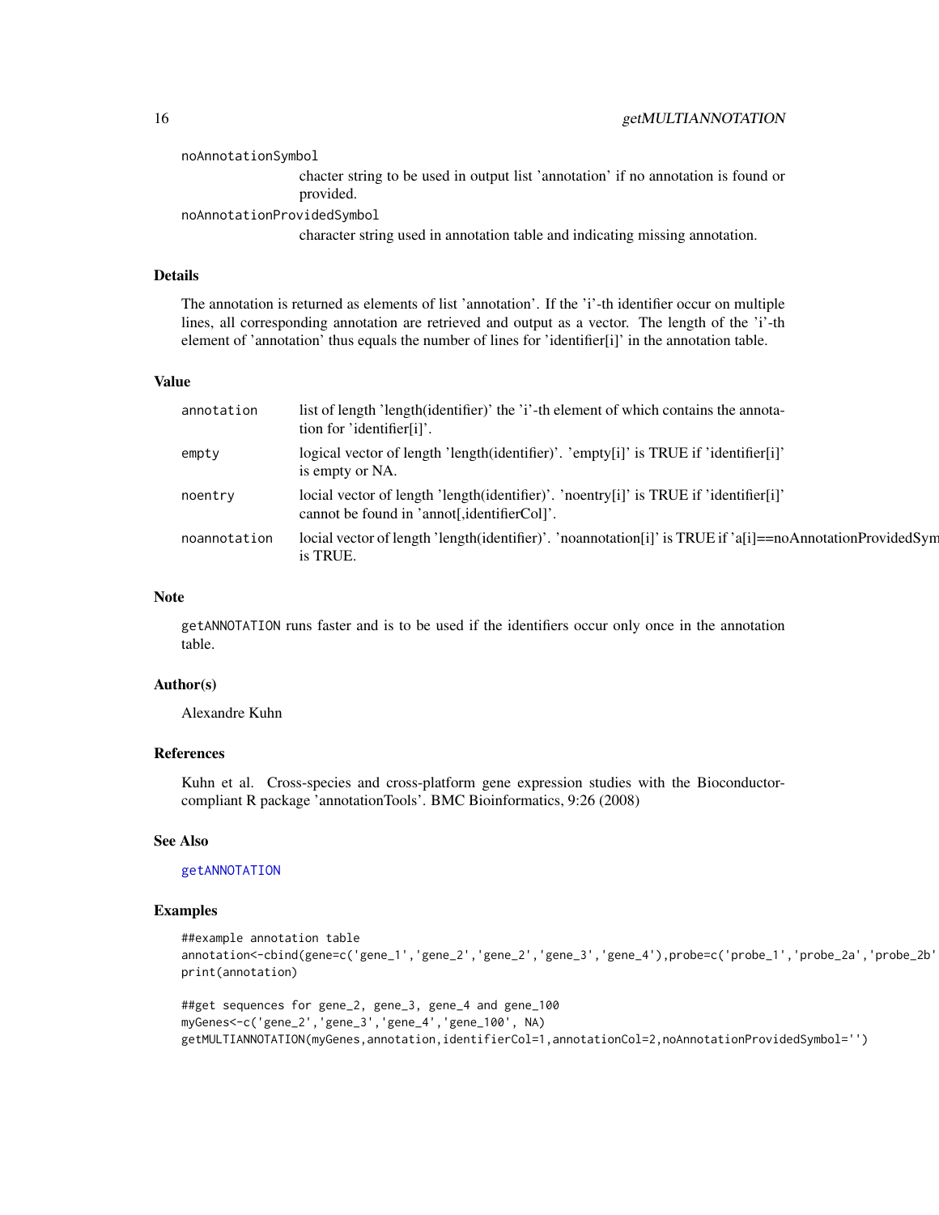noAnnotationSymbol
: chacter string to be used in output list 'annotation' if no annotation is found or provided.

noAnnotationProvidedSymbol
: character string used in annotation table and indicating missing annotation.

## Details

The annotation is returned as elements of list 'annotation'. If the 'i'-th identifier occur on multiple lines, all corresponding annotation are retrieved and output as a vector. The length of the 'i'-th element of 'annotation' thus equals the number of lines for 'identifier[i]' in the annotation table.

## Value

| | |
|---|---|
| annotation | list of length 'length(identifier)' the 'i'-th element of which contains the annotation for 'identifier[i]'. |
| empty | logical vector of length 'length(identifier)'. 'empty[i]' is TRUE if 'identifier[i]' is empty or NA. |
| noentry | locial vector of length 'length(identifier)'. 'noentry[i]' is TRUE if 'identifier[i]' cannot be found in 'annot[,identifierCol]'. |
| noannotation | locial vector of length 'length(identifier)'. 'noannotation[i]' is TRUE if 'a[i]==noAnnotationProvidedSym is TRUE. |

## Note

`getANNOTATION` runs faster and is to be used if the identifiers occur only once in the annotation table.

## Author(s)

Alexandre Kuhn

## References

Kuhn et al. Cross-species and cross-platform gene expression studies with the Bioconductor-compliant R package 'annotationTools'. BMC Bioinformatics, 9:26 (2008)

## See Also

`getANNOTATION`

## Examples

```
##example annotation table
annotation<-cbind(gene=c('gene_1','gene_2','gene_2','gene_3','gene_4'),probe=c('probe_1','probe_2a','probe_2b'
print(annotation)

##get sequences for gene_2, gene_3, gene_4 and gene_100
myGenes<-c('gene_2','gene_3','gene_4','gene_100', NA)
getMULTIANNOTATION(myGenes,annotation,identifierCol=1,annotationCol=2,noAnnotationProvidedSymbol='')
```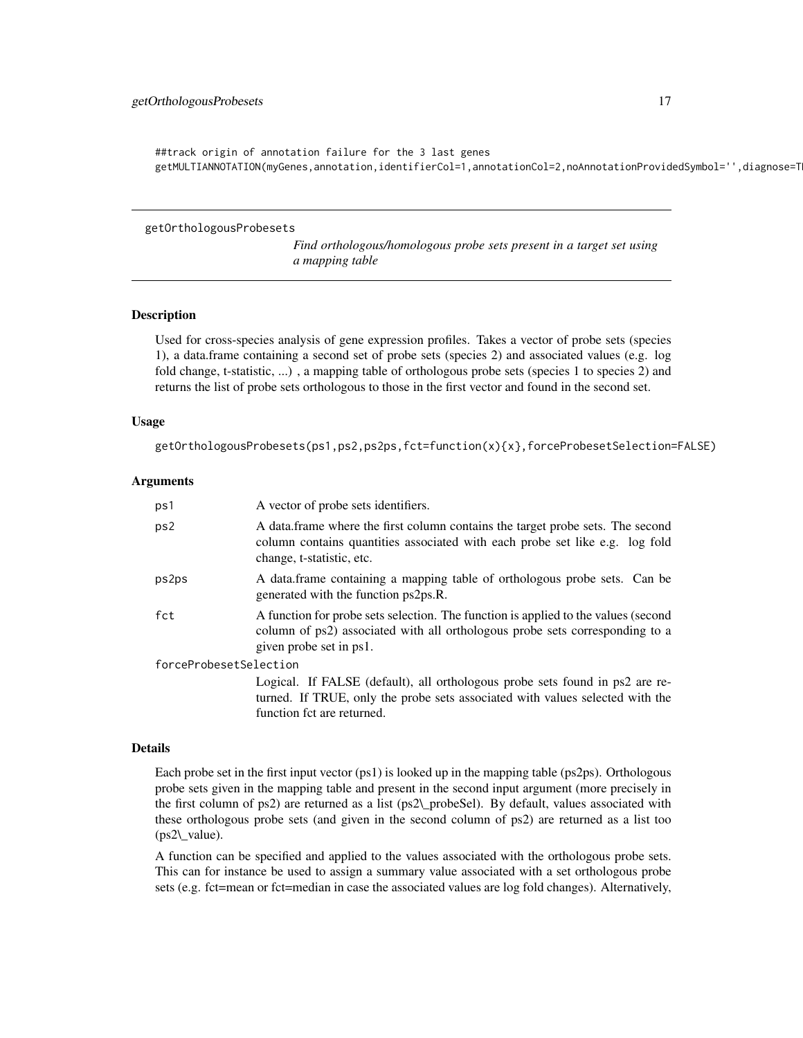```
##track origin of annotation failure for the 3 last genes
getMULTIANNOTATION(myGenes,annotation,identifierCol=1,annotationCol=2,noAnnotationProvidedSymbol='',diagnose=T
```

---

## getOrthologousProbesets

*Find orthologous/homologous probe sets present in a target set using a mapping table*

---

### Description

Used for cross-species analysis of gene expression profiles. Takes a vector of probe sets (species 1), a data.frame containing a second set of probe sets (species 2) and associated values (e.g. log fold change, t-statistic, ...) , a mapping table of orthologous probe sets (species 1 to species 2) and returns the list of probe sets orthologous to those in the first vector and found in the second set.

### Usage

```
getOrthologousProbesets(ps1,ps2,ps2ps,fct=function(x){x},forceProbesetSelection=FALSE)
```

### Arguments

| | |
|---|---|
| `ps1` | A vector of probe sets identifiers. |
| `ps2` | A data.frame where the first column contains the target probe sets. The second column contains quantities associated with each probe set like e.g. log fold change, t-statistic, etc. |
| `ps2ps` | A data.frame containing a mapping table of orthologous probe sets. Can be generated with the function ps2ps.R. |
| `fct` | A function for probe sets selection. The function is applied to the values (second column of ps2) associated with all orthologous probe sets corresponding to a given probe set in ps1. |
| `forceProbesetSelection` | Logical. If FALSE (default), all orthologous probe sets found in ps2 are returned. If TRUE, only the probe sets associated with values selected with the function fct are returned. |

### Details

Each probe set in the first input vector (ps1) is looked up in the mapping table (ps2ps). Orthologous probe sets given in the mapping table and present in the second input argument (more precisely in the first column of ps2) are returned as a list (ps2_probeSel). By default, values associated with these orthologous probe sets (and given in the second column of ps2) are returned as a list too (ps2_value).

A function can be specified and applied to the values associated with the orthologous probe sets. This can for instance be used to assign a summary value associated with a set orthologous probe sets (e.g. fct=mean or fct=median in case the associated values are log fold changes). Alternatively,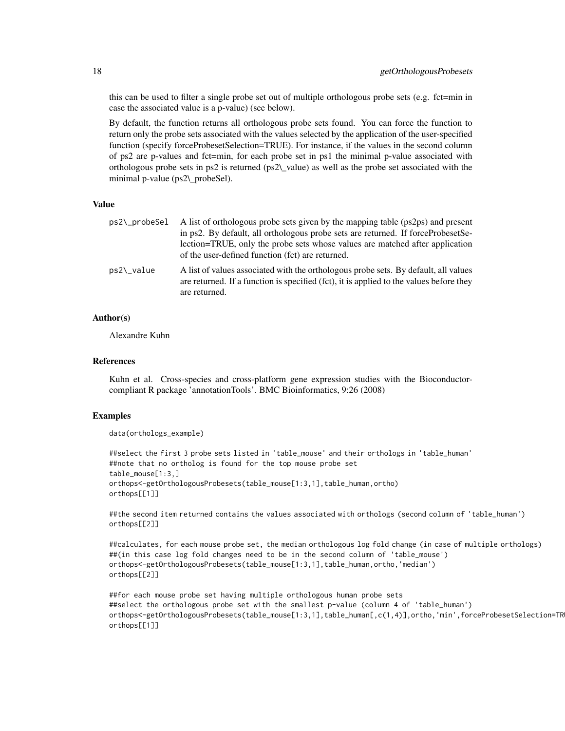this can be used to filter a single probe set out of multiple orthologous probe sets (e.g. fct=min in case the associated value is a p-value) (see below).

By default, the function returns all orthologous probe sets found. You can force the function to return only the probe sets associated with the values selected by the application of the user-specified function (specify forceProbesetSelection=TRUE). For instance, if the values in the second column of ps2 are p-values and fct=min, for each probe set in ps1 the minimal p-value associated with orthologous probe sets in ps2 is returned (ps2_value) as well as the probe set associated with the minimal p-value (ps2_probeSel).

### Value

| | |
|---|---|
| `ps2_probeSel` | A list of orthologous probe sets given by the mapping table (ps2ps) and present in ps2. By default, all orthologous probe sets are returned. If forceProbesetSelection=TRUE, only the probe sets whose values are matched after application of the user-defined function (fct) are returned. |
| `ps2_value` | A list of values associated with the orthologous probe sets. By default, all values are returned. If a function is specified (fct), it is applied to the values before they are returned. |

### Author(s)

Alexandre Kuhn

### References

Kuhn et al. Cross-species and cross-platform gene expression studies with the Bioconductor-compliant R package 'annotationTools'. BMC Bioinformatics, 9:26 (2008)

### Examples

```
data(orthologs_example)

##select the first 3 probe sets listed in 'table_mouse' and their orthologs in 'table_human'
##note that no ortholog is found for the top mouse probe set
table_mouse[1:3,]
orthops<-getOrthologousProbesets(table_mouse[1:3,1],table_human,ortho)
orthops[[1]]

##the second item returned contains the values associated with orthologs (second column of 'table_human')
orthops[[2]]

##calculates, for each mouse probe set, the median orthologous log fold change (in case of multiple orthologs)
##(in this case log fold changes need to be in the second column of 'table_mouse')
orthops<-getOrthologousProbesets(table_mouse[1:3,1],table_human,ortho,'median')
orthops[[2]]

##for each mouse probe set having multiple orthologous human probe sets
##select the orthologous probe set with the smallest p-value (column 4 of 'table_human')
orthops<-getOrthologousProbesets(table_mouse[1:3,1],table_human[,c(1,4)],ortho,'min',forceProbesetSelection=TR
orthops[[1]]
```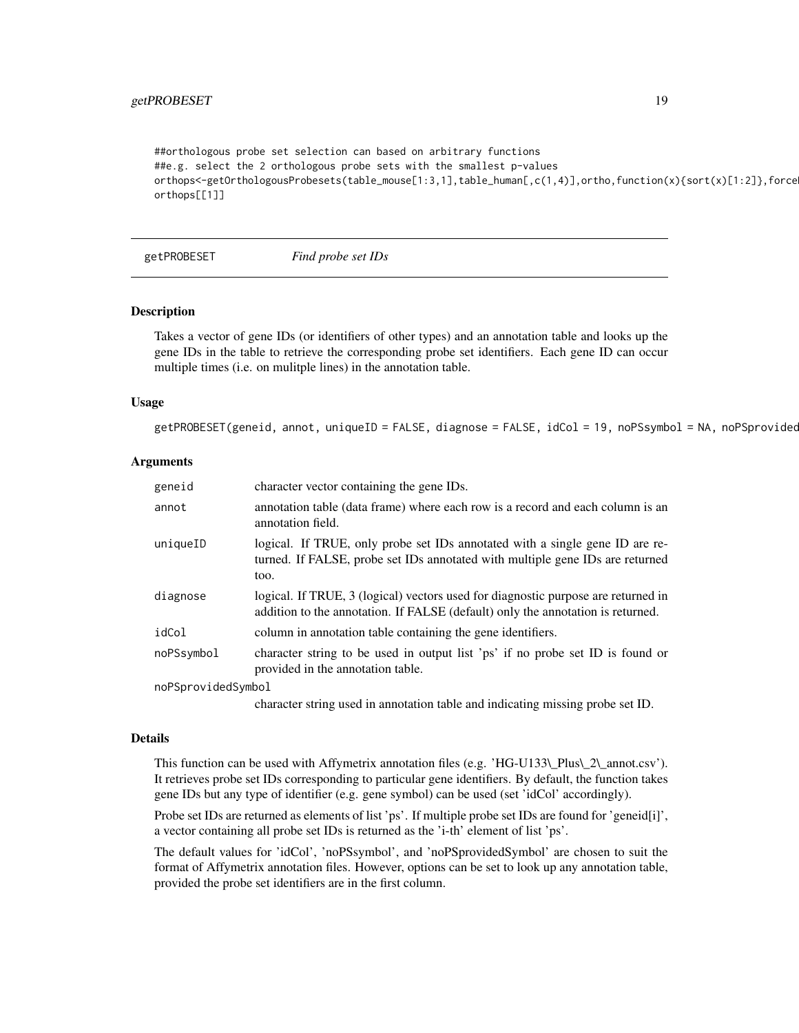```
##orthologous probe set selection can based on arbitrary functions
##e.g. select the 2 orthologous probe sets with the smallest p-values
orthops<-getOrthologousProbesets(table_mouse[1:3,1],table_human[,c(1,4)],ortho,function(x){sort(x)[1:2]},forceL
orthops[[1]]
```

## getPROBESET — *Find probe set IDs*

### Description

Takes a vector of gene IDs (or identifiers of other types) and an annotation table and looks up the gene IDs in the table to retrieve the corresponding probe set identifiers. Each gene ID can occur multiple times (i.e. on mulitple lines) in the annotation table.

### Usage

```
getPROBESET(geneid, annot, uniqueID = FALSE, diagnose = FALSE, idCol = 19, noPSsymbol = NA, noPSprovided
```

### Arguments

| | |
|---|---|
| geneid | character vector containing the gene IDs. |
| annot | annotation table (data frame) where each row is a record and each column is an annotation field. |
| uniqueID | logical. If TRUE, only probe set IDs annotated with a single gene ID are returned. If FALSE, probe set IDs annotated with multiple gene IDs are returned too. |
| diagnose | logical. If TRUE, 3 (logical) vectors used for diagnostic purpose are returned in addition to the annotation. If FALSE (default) only the annotation is returned. |
| idCol | column in annotation table containing the gene identifiers. |
| noPSsymbol | character string to be used in output list 'ps' if no probe set ID is found or provided in the annotation table. |
| noPSprovidedSymbol | character string used in annotation table and indicating missing probe set ID. |

### Details

This function can be used with Affymetrix annotation files (e.g. 'HG-U133\_Plus\_2\_annot.csv'). It retrieves probe set IDs corresponding to particular gene identifiers. By default, the function takes gene IDs but any type of identifier (e.g. gene symbol) can be used (set 'idCol' accordingly).

Probe set IDs are returned as elements of list 'ps'. If multiple probe set IDs are found for 'geneid[i]', a vector containing all probe set IDs is returned as the 'i-th' element of list 'ps'.

The default values for 'idCol', 'noPSsymbol', and 'noPSprovidedSymbol' are chosen to suit the format of Affymetrix annotation files. However, options can be set to look up any annotation table, provided the probe set identifiers are in the first column.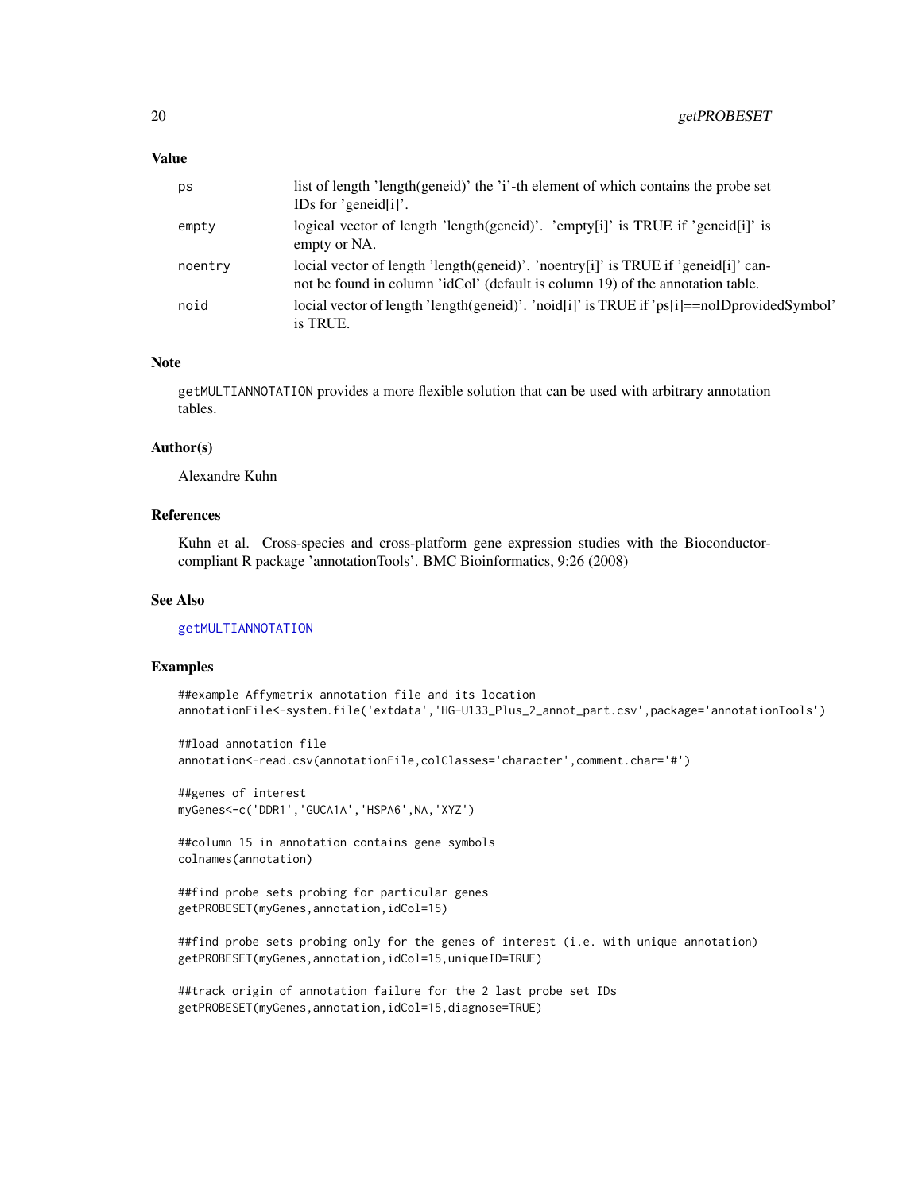## Value

| | |
|---|---|
| ps | list of length 'length(geneid)' the 'i'-th element of which contains the probe set IDs for 'geneid[i]'. |
| empty | logical vector of length 'length(geneid)'. 'empty[i]' is TRUE if 'geneid[i]' is empty or NA. |
| noentry | locial vector of length 'length(geneid)'. 'noentry[i]' is TRUE if 'geneid[i]' cannot be found in column 'idCol' (default is column 19) of the annotation table. |
| noid | locial vector of length 'length(geneid)'. 'noid[i]' is TRUE if 'ps[i]==noIDprovidedSymbol' is TRUE. |

## Note

getMULTIANNOTATION provides a more flexible solution that can be used with arbitrary annotation tables.

## Author(s)

Alexandre Kuhn

## References

Kuhn et al. Cross-species and cross-platform gene expression studies with the Bioconductor-compliant R package 'annotationTools'. BMC Bioinformatics, 9:26 (2008)

## See Also

getMULTIANNOTATION

## Examples

```
##example Affymetrix annotation file and its location
annotationFile<-system.file('extdata','HG-U133_Plus_2_annot_part.csv',package='annotationTools')

##load annotation file
annotation<-read.csv(annotationFile,colClasses='character',comment.char='#')

##genes of interest
myGenes<-c('DDR1','GUCA1A','HSPA6',NA,'XYZ')

##column 15 in annotation contains gene symbols
colnames(annotation)

##find probe sets probing for particular genes
getPROBESET(myGenes,annotation,idCol=15)

##find probe sets probing only for the genes of interest (i.e. with unique annotation)
getPROBESET(myGenes,annotation,idCol=15,uniqueID=TRUE)

##track origin of annotation failure for the 2 last probe set IDs
getPROBESET(myGenes,annotation,idCol=15,diagnose=TRUE)
```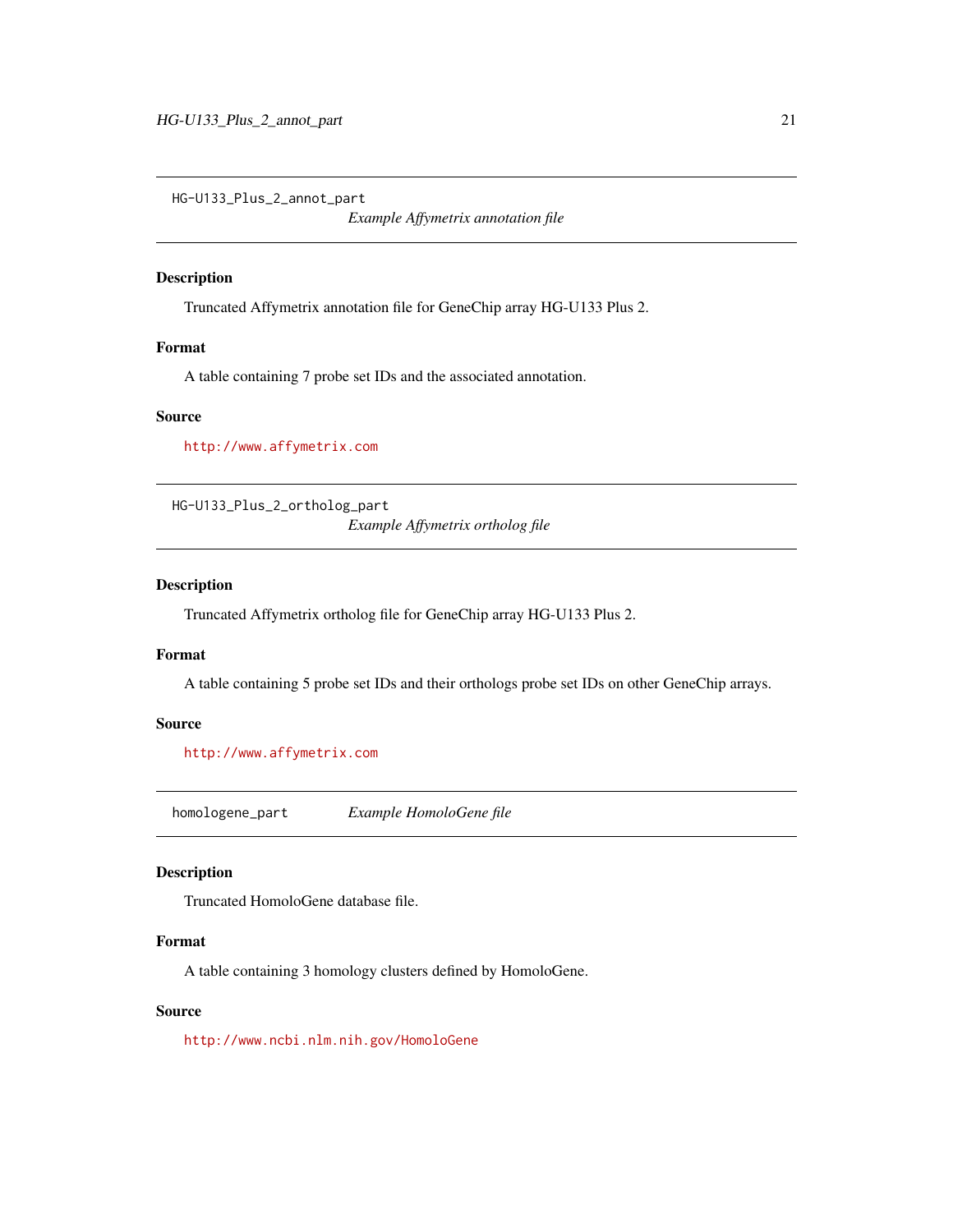## HG-U133_Plus_2_annot_part

*Example Affymetrix annotation file*

### Description

Truncated Affymetrix annotation file for GeneChip array HG-U133 Plus 2.

### Format

A table containing 7 probe set IDs and the associated annotation.

### Source

http://www.affymetrix.com

## HG-U133_Plus_2_ortholog_part

*Example Affymetrix ortholog file*

### Description

Truncated Affymetrix ortholog file for GeneChip array HG-U133 Plus 2.

### Format

A table containing 5 probe set IDs and their orthologs probe set IDs on other GeneChip arrays.

### Source

http://www.affymetrix.com

## homologene_part

*Example HomoloGene file*

### Description

Truncated HomoloGene database file.

### Format

A table containing 3 homology clusters defined by HomoloGene.

### Source

http://www.ncbi.nlm.nih.gov/HomoloGene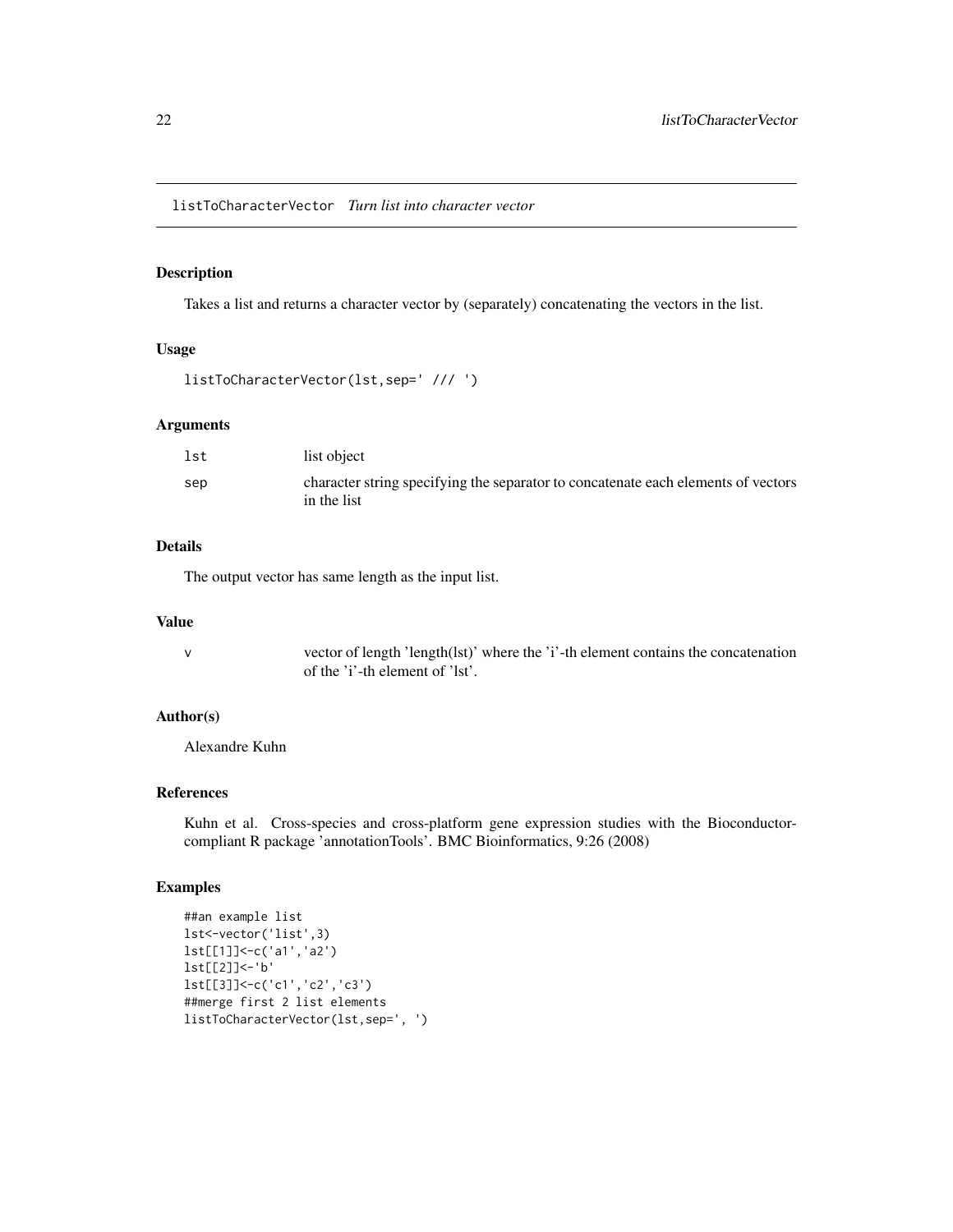# listToCharacterVector *Turn list into character vector*

## Description

Takes a list and returns a character vector by (separately) concatenating the vectors in the list.

## Usage

```
listToCharacterVector(lst,sep=' /// ')
```

## Arguments

| | |
|---|---|
| lst | list object |
| sep | character string specifying the separator to concatenate each elements of vectors in the list |

## Details

The output vector has same length as the input list.

## Value

| | |
|---|---|
| v | vector of length 'length(lst)' where the 'i'-th element contains the concatenation of the 'i'-th element of 'lst'. |

## Author(s)

Alexandre Kuhn

## References

Kuhn et al. Cross-species and cross-platform gene expression studies with the Bioconductor-compliant R package 'annotationTools'. BMC Bioinformatics, 9:26 (2008)

## Examples

```
##an example list
lst<-vector('list',3)
lst[[1]]<-c('a1','a2')
lst[[2]]<-'b'
lst[[3]]<-c('c1','c2','c3')
##merge first 2 list elements
listToCharacterVector(lst,sep=', ')
```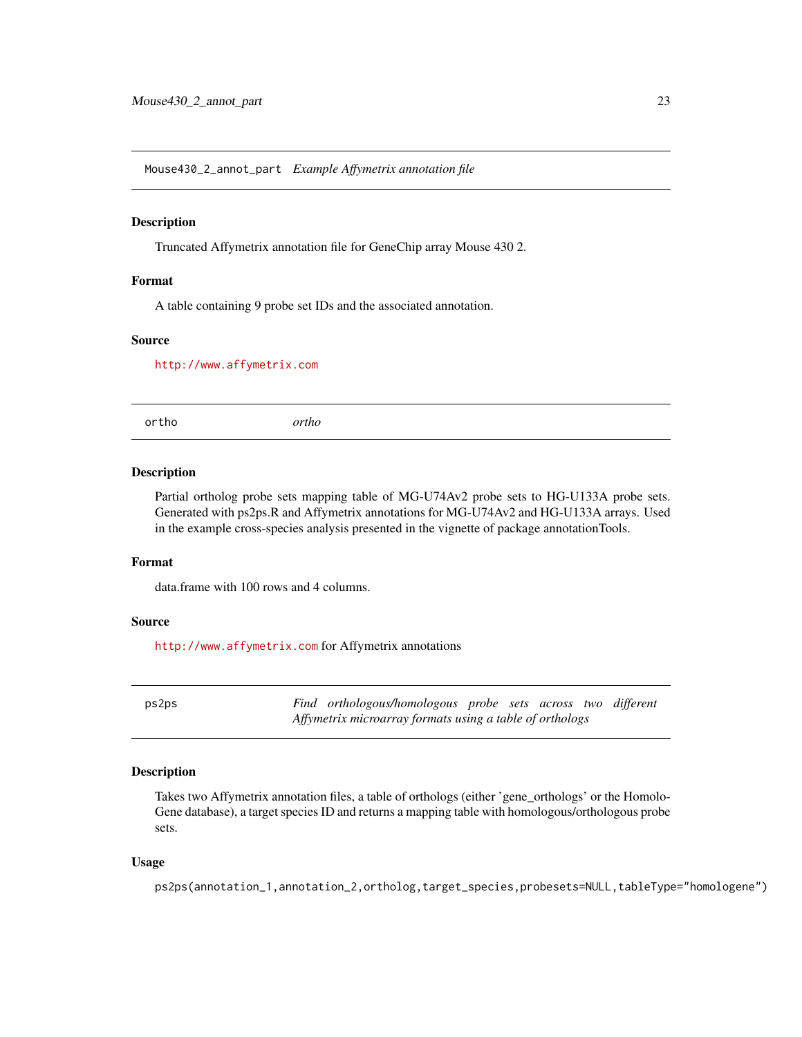## Mouse430_2_annot_part *Example Affymetrix annotation file*

### Description

Truncated Affymetrix annotation file for GeneChip array Mouse 430 2.

### Format

A table containing 9 probe set IDs and the associated annotation.

### Source

http://www.affymetrix.com

## ortho *ortho*

### Description

Partial ortholog probe sets mapping table of MG-U74Av2 probe sets to HG-U133A probe sets. Generated with ps2ps.R and Affymetrix annotations for MG-U74Av2 and HG-U133A arrays. Used in the example cross-species analysis presented in the vignette of package annotationTools.

### Format

data.frame with 100 rows and 4 columns.

### Source

http://www.affymetrix.com for Affymetrix annotations

## ps2ps *Find orthologous/homologous probe sets across two different Affymetrix microarray formats using a table of orthologs*

### Description

Takes two Affymetrix annotation files, a table of orthologs (either 'gene_orthologs' or the HomoloGene database), a target species ID and returns a mapping table with homologous/orthologous probe sets.

### Usage

```
ps2ps(annotation_1,annotation_2,ortholog,target_species,probesets=NULL,tableType="homologene")
```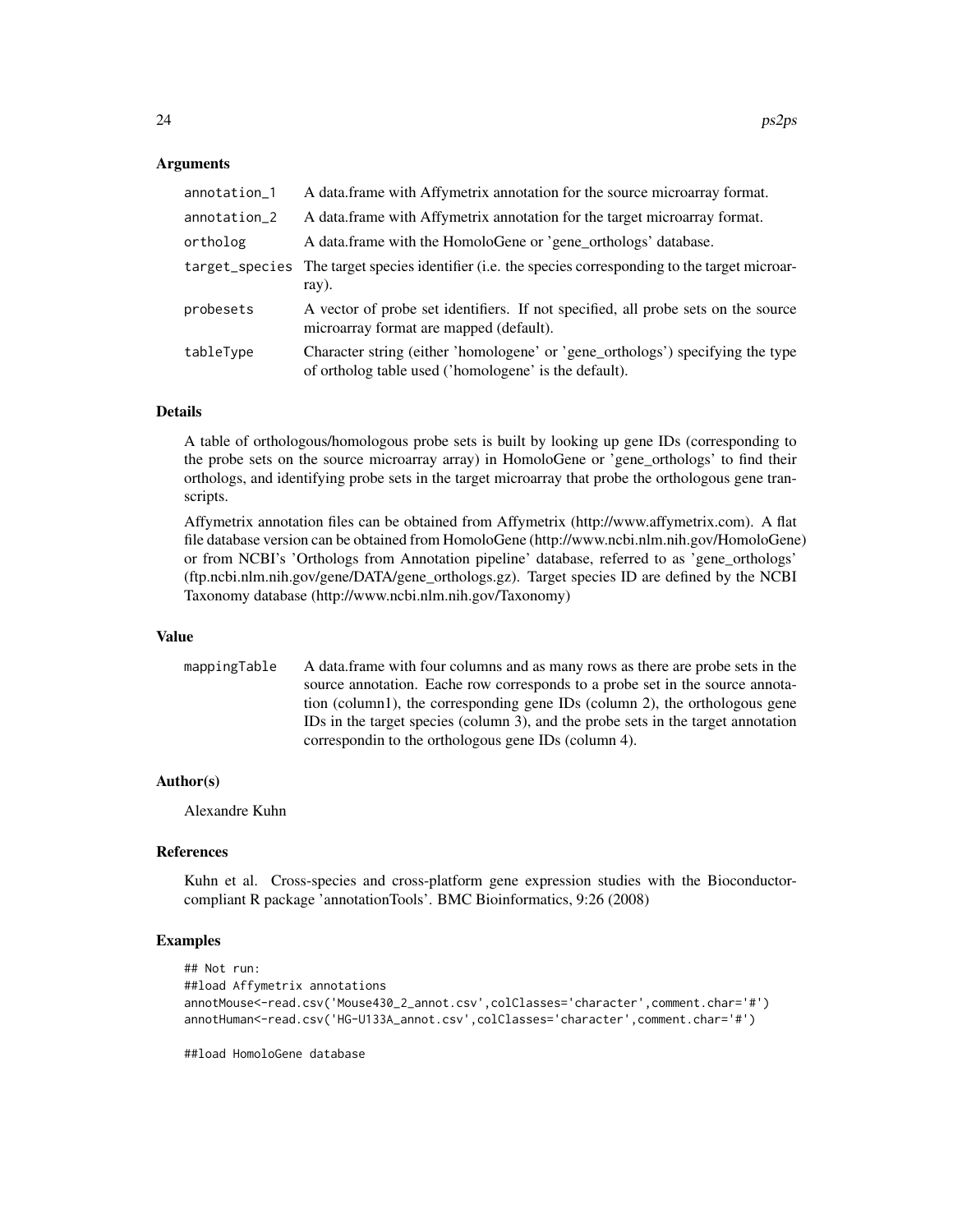## Arguments

| | |
|---|---|
| annotation_1 | A data.frame with Affymetrix annotation for the source microarray format. |
| annotation_2 | A data.frame with Affymetrix annotation for the target microarray format. |
| ortholog | A data.frame with the HomoloGene or 'gene_orthologs' database. |
| target_species | The target species identifier (i.e. the species corresponding to the target microarray). |
| probesets | A vector of probe set identifiers. If not specified, all probe sets on the source microarray format are mapped (default). |
| tableType | Character string (either 'homologene' or 'gene_orthologs') specifying the type of ortholog table used ('homologene' is the default). |

## Details

A table of orthologous/homologous probe sets is built by looking up gene IDs (corresponding to the probe sets on the source microarray array) in HomoloGene or 'gene_orthologs' to find their orthologs, and identifying probe sets in the target microarray that probe the orthologous gene transcripts.

Affymetrix annotation files can be obtained from Affymetrix (http://www.affymetrix.com). A flat file database version can be obtained from HomoloGene (http://www.ncbi.nlm.nih.gov/HomoloGene) or from NCBI's 'Orthologs from Annotation pipeline' database, referred to as 'gene_orthologs' (ftp.ncbi.nlm.nih.gov/gene/DATA/gene_orthologs.gz). Target species ID are defined by the NCBI Taxonomy database (http://www.ncbi.nlm.nih.gov/Taxonomy)

## Value

| | |
|---|---|
| mappingTable | A data.frame with four columns and as many rows as there are probe sets in the source annotation. Eache row corresponds to a probe set in the source annotation (column1), the corresponding gene IDs (column 2), the orthologous gene IDs in the target species (column 3), and the probe sets in the target annotation correspondin to the orthologous gene IDs (column 4). |

## Author(s)

Alexandre Kuhn

## References

Kuhn et al. Cross-species and cross-platform gene expression studies with the Bioconductor-compliant R package 'annotationTools'. BMC Bioinformatics, 9:26 (2008)

## Examples

```
## Not run:
##load Affymetrix annotations
annotMouse<-read.csv('Mouse430_2_annot.csv',colClasses='character',comment.char='#')
annotHuman<-read.csv('HG-U133A_annot.csv',colClasses='character',comment.char='#')

##load HomoloGene database
```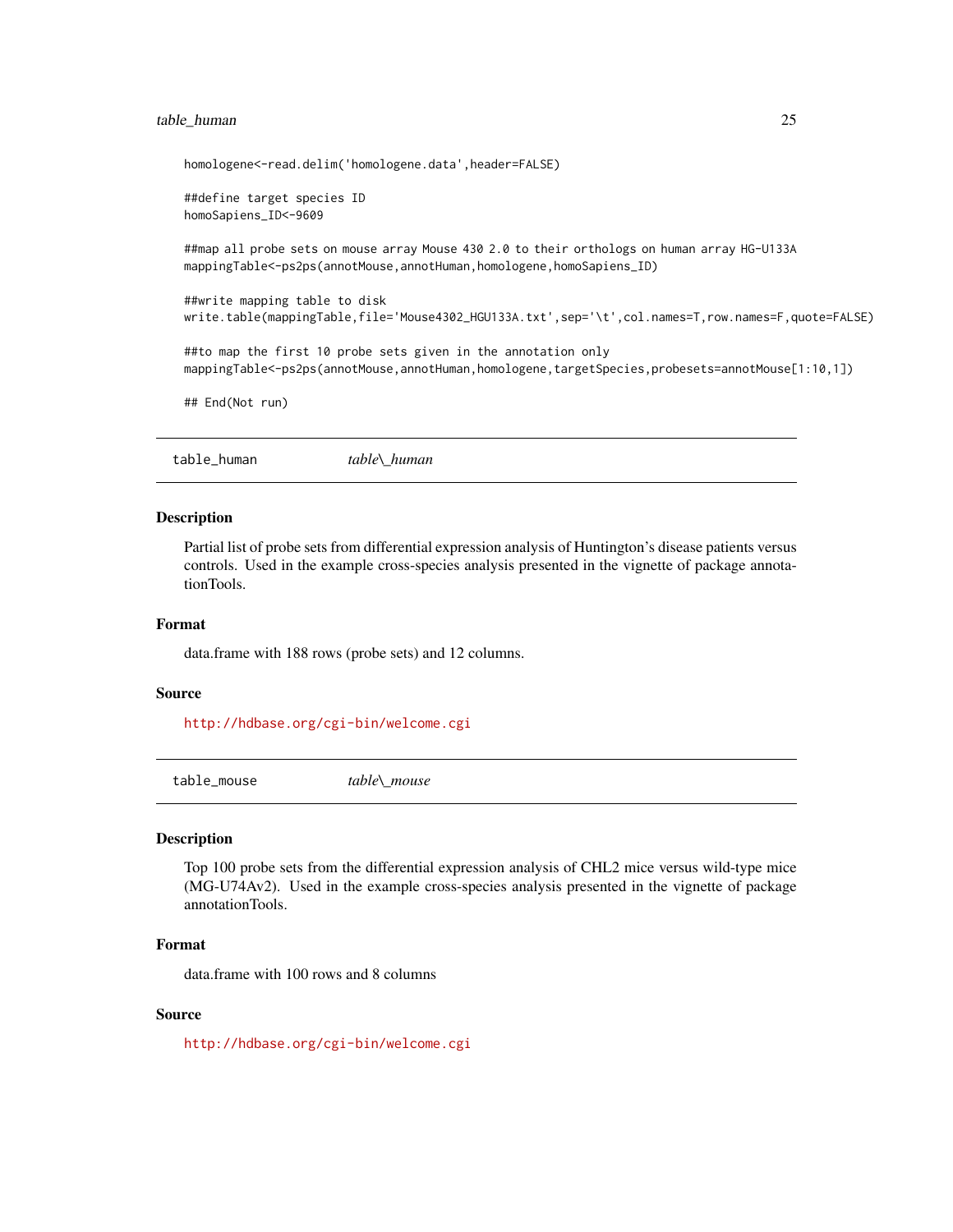```
homologene<-read.delim('homologene.data',header=FALSE)

##define target species ID
homoSapiens_ID<-9609

##map all probe sets on mouse array Mouse 430 2.0 to their orthologs on human array HG-U133A
mappingTable<-ps2ps(annotMouse,annotHuman,homologene,homoSapiens_ID)

##write mapping table to disk
write.table(mappingTable,file='Mouse4302_HGU133A.txt',sep='\t',col.names=T,row.names=F,quote=FALSE)

##to map the first 10 probe sets given in the annotation only
mappingTable<-ps2ps(annotMouse,annotHuman,homologene,targetSpecies,probesets=annotMouse[1:10,1])

## End(Not run)
```

## table_human *table\_human*

### Description

Partial list of probe sets from differential expression analysis of Huntington's disease patients versus controls. Used in the example cross-species analysis presented in the vignette of package annotationTools.

### Format

data.frame with 188 rows (probe sets) and 12 columns.

### Source

http://hdbase.org/cgi-bin/welcome.cgi

## table_mouse *table\_mouse*

### Description

Top 100 probe sets from the differential expression analysis of CHL2 mice versus wild-type mice (MG-U74Av2). Used in the example cross-species analysis presented in the vignette of package annotationTools.

### Format

data.frame with 100 rows and 8 columns

### Source

http://hdbase.org/cgi-bin/welcome.cgi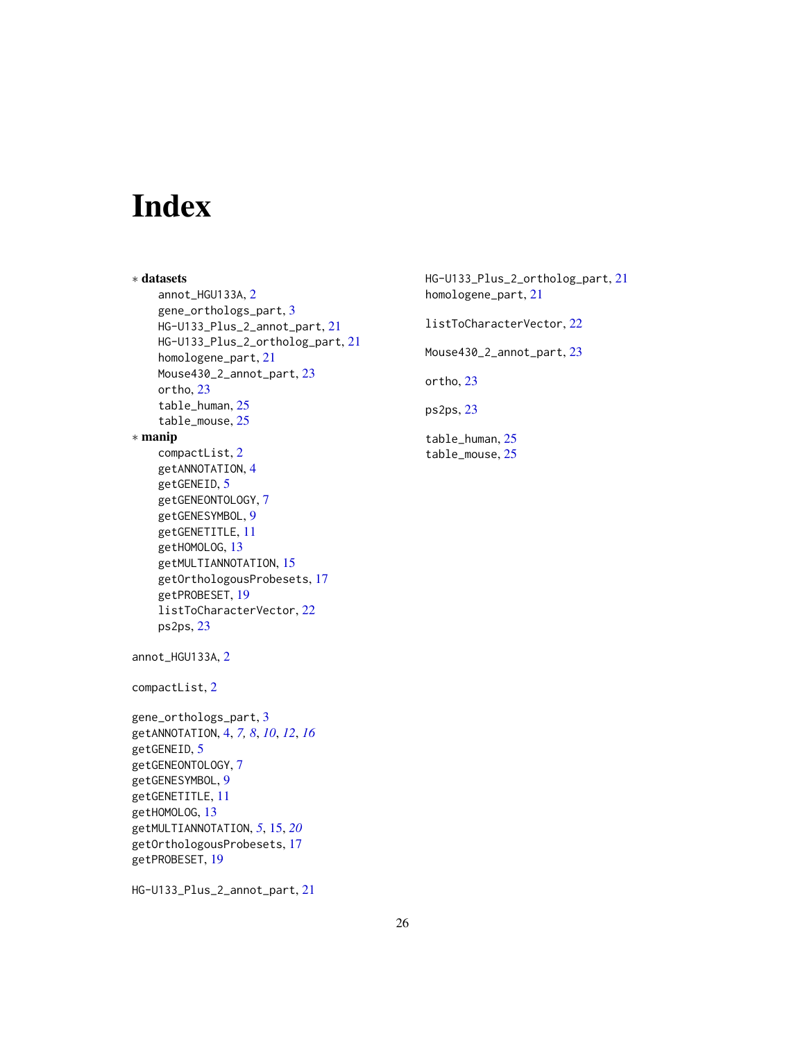# Index

∗ **datasets**
  annot_HGU133A, 2
  gene_orthologs_part, 3
  HG-U133_Plus_2_annot_part, 21
  HG-U133_Plus_2_ortholog_part, 21
  homologene_part, 21
  Mouse430_2_annot_part, 23
  ortho, 23
  table_human, 25
  table_mouse, 25

∗ **manip**
  compactList, 2
  getANNOTATION, 4
  getGENEID, 5
  getGENEONTOLOGY, 7
  getGENESYMBOL, 9
  getGENETITLE, 11
  getHOMOLOG, 13
  getMULTIANNOTATION, 15
  getOrthologousProbesets, 17
  getPROBESET, 19
  listToCharacterVector, 22
  ps2ps, 23

annot_HGU133A, 2

compactList, 2

gene_orthologs_part, 3
getANNOTATION, 4, *7*, *8*, *10*, *12*, *16*
getGENEID, 5
getGENEONTOLOGY, 7
getGENESYMBOL, 9
getGENETITLE, 11
getHOMOLOG, 13
getMULTIANNOTATION, *5*, 15, *20*
getOrthologousProbesets, 17
getPROBESET, 19

HG-U133_Plus_2_annot_part, 21
HG-U133_Plus_2_ortholog_part, 21
homologene_part, 21

listToCharacterVector, 22

Mouse430_2_annot_part, 23

ortho, 23

ps2ps, 23

table_human, 25
table_mouse, 25